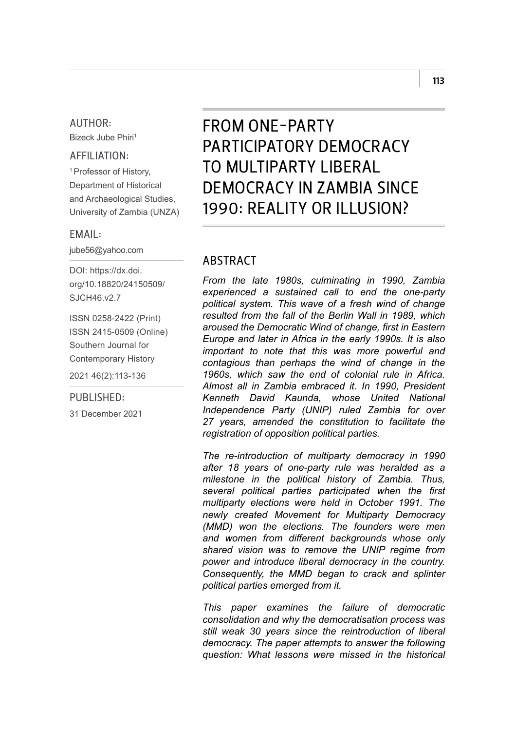AUTHOR:

Bizeck Jube Phiri[1]

AFFILIATION:

[1] Professor of History, Department of Historical and Archaeological Studies, University of Zambia (UNZA)

EMAIL:

jube56@yahoo.com

DOI: https://dx.doi.org/10.18820/24150509/SJCH46.v2.7

ISSN 0258-2422 (Print)
ISSN 2415-0509 (Online)
Southern Journal for Contemporary History

2021 46(2):113-136

PUBLISHED:

31 December 2021

# FROM ONE-PARTY PARTICIPATORY DEMOCRACY TO MULTIPARTY LIBERAL DEMOCRACY IN ZAMBIA SINCE 1990: REALITY OR ILLUSION?

## ABSTRACT

*From the late 1980s, culminating in 1990, Zambia experienced a sustained call to end the one-party political system. This wave of a fresh wind of change resulted from the fall of the Berlin Wall in 1989, which aroused the Democratic Wind of change, first in Eastern Europe and later in Africa in the early 1990s. It is also important to note that this was more powerful and contagious than perhaps the wind of change in the 1960s, which saw the end of colonial rule in Africa. Almost all in Zambia embraced it. In 1990, President Kenneth David Kaunda, whose United National Independence Party (UNIP) ruled Zambia for over 27 years, amended the constitution to facilitate the registration of opposition political parties.*

*The re-introduction of multiparty democracy in 1990 after 18 years of one-party rule was heralded as a milestone in the political history of Zambia. Thus, several political parties participated when the first multiparty elections were held in October 1991. The newly created Movement for Multiparty Democracy (MMD) won the elections. The founders were men and women from different backgrounds whose only shared vision was to remove the UNIP regime from power and introduce liberal democracy in the country. Consequently, the MMD began to crack and splinter political parties emerged from it.*

*This paper examines the failure of democratic consolidation and why the democratisation process was still weak 30 years since the reintroduction of liberal democracy. The paper attempts to answer the following question: What lessons were missed in the historical*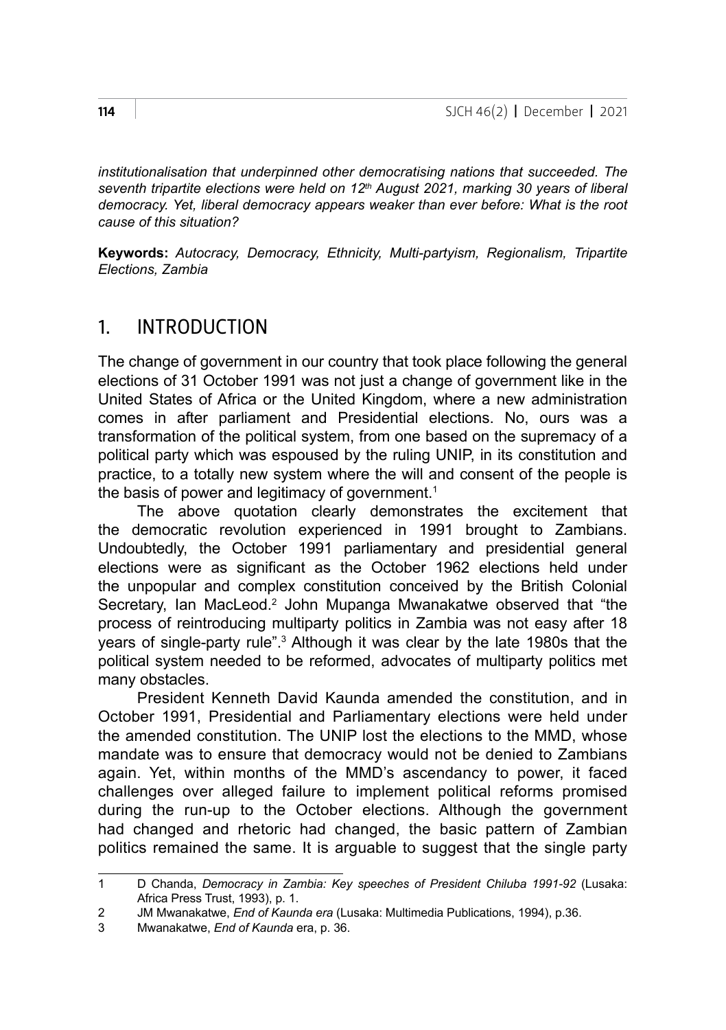*institutionalisation that underpinned other democratising nations that succeeded. The seventh tripartite elections were held on 12th August 2021, marking 30 years of liberal democracy. Yet, liberal democracy appears weaker than ever before: What is the root cause of this situation?*

**Keywords:** *Autocracy, Democracy, Ethnicity, Multi-partyism, Regionalism, Tripartite Elections, Zambia*

## 1. INTRODUCTION

The change of government in our country that took place following the general elections of 31 October 1991 was not just a change of government like in the United States of Africa or the United Kingdom, where a new administration comes in after parliament and Presidential elections. No, ours was a transformation of the political system, from one based on the supremacy of a political party which was espoused by the ruling UNIP, in its constitution and practice, to a totally new system where the will and consent of the people is the basis of power and legitimacy of government.[1]

The above quotation clearly demonstrates the excitement that the democratic revolution experienced in 1991 brought to Zambians. Undoubtedly, the October 1991 parliamentary and presidential general elections were as significant as the October 1962 elections held under the unpopular and complex constitution conceived by the British Colonial Secretary, Ian MacLeod.[2] John Mupanga Mwanakatwe observed that "the process of reintroducing multiparty politics in Zambia was not easy after 18 years of single-party rule".[3] Although it was clear by the late 1980s that the political system needed to be reformed, advocates of multiparty politics met many obstacles.

President Kenneth David Kaunda amended the constitution, and in October 1991, Presidential and Parliamentary elections were held under the amended constitution. The UNIP lost the elections to the MMD, whose mandate was to ensure that democracy would not be denied to Zambians again. Yet, within months of the MMD's ascendancy to power, it faced challenges over alleged failure to implement political reforms promised during the run-up to the October elections. Although the government had changed and rhetoric had changed, the basic pattern of Zambian politics remained the same. It is arguable to suggest that the single party

---

1 D Chanda, *Democracy in Zambia: Key speeches of President Chiluba 1991-92* (Lusaka: Africa Press Trust, 1993), p. 1.

2 JM Mwanakatwe, *End of Kaunda era* (Lusaka: Multimedia Publications, 1994), p.36.

3 Mwanakatwe, *End of Kaunda* era, p. 36.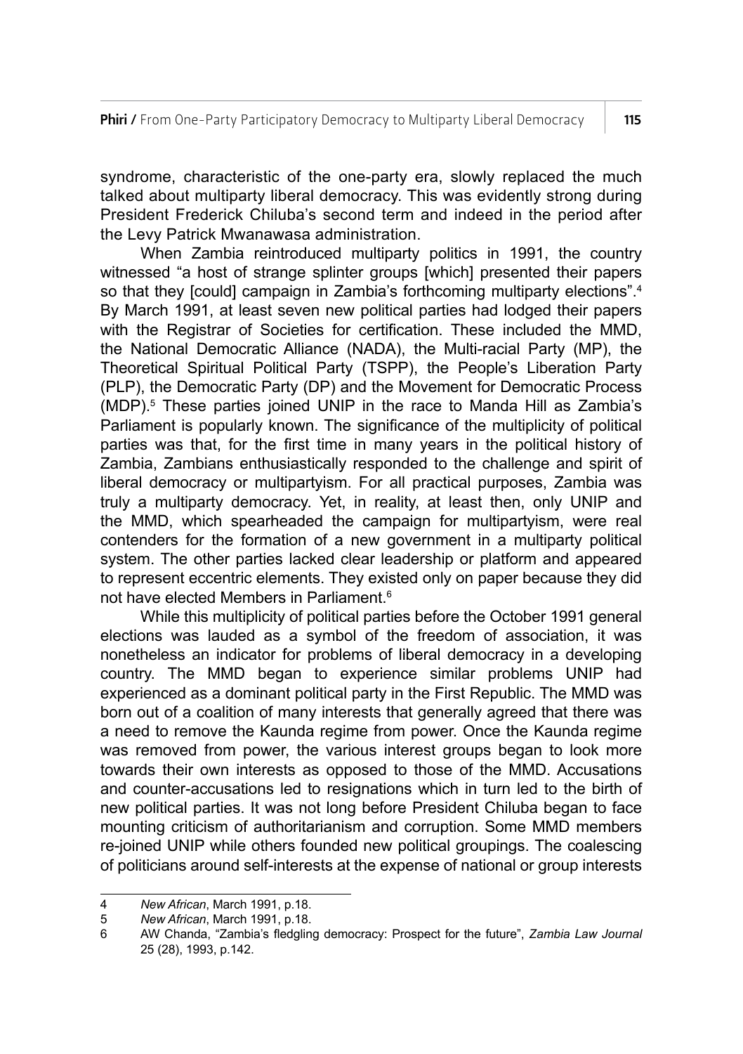syndrome, characteristic of the one-party era, slowly replaced the much talked about multiparty liberal democracy. This was evidently strong during President Frederick Chiluba's second term and indeed in the period after the Levy Patrick Mwanawasa administration.

When Zambia reintroduced multiparty politics in 1991, the country witnessed "a host of strange splinter groups [which] presented their papers so that they [could] campaign in Zambia's forthcoming multiparty elections".[4] By March 1991, at least seven new political parties had lodged their papers with the Registrar of Societies for certification. These included the MMD, the National Democratic Alliance (NADA), the Multi-racial Party (MP), the Theoretical Spiritual Political Party (TSPP), the People's Liberation Party (PLP), the Democratic Party (DP) and the Movement for Democratic Process (MDP).[5] These parties joined UNIP in the race to Manda Hill as Zambia's Parliament is popularly known. The significance of the multiplicity of political parties was that, for the first time in many years in the political history of Zambia, Zambians enthusiastically responded to the challenge and spirit of liberal democracy or multipartyism. For all practical purposes, Zambia was truly a multiparty democracy. Yet, in reality, at least then, only UNIP and the MMD, which spearheaded the campaign for multipartyism, were real contenders for the formation of a new government in a multiparty political system. The other parties lacked clear leadership or platform and appeared to represent eccentric elements. They existed only on paper because they did not have elected Members in Parliament.[6]

While this multiplicity of political parties before the October 1991 general elections was lauded as a symbol of the freedom of association, it was nonetheless an indicator for problems of liberal democracy in a developing country. The MMD began to experience similar problems UNIP had experienced as a dominant political party in the First Republic. The MMD was born out of a coalition of many interests that generally agreed that there was a need to remove the Kaunda regime from power. Once the Kaunda regime was removed from power, the various interest groups began to look more towards their own interests as opposed to those of the MMD. Accusations and counter-accusations led to resignations which in turn led to the birth of new political parties. It was not long before President Chiluba began to face mounting criticism of authoritarianism and corruption. Some MMD members re-joined UNIP while others founded new political groupings. The coalescing of politicians around self-interests at the expense of national or group interests

---

4 *New African*, March 1991, p.18.

5 *New African*, March 1991, p.18.

6 AW Chanda, "Zambia's fledgling democracy: Prospect for the future", *Zambia Law Journal* 25 (28), 1993, p.142.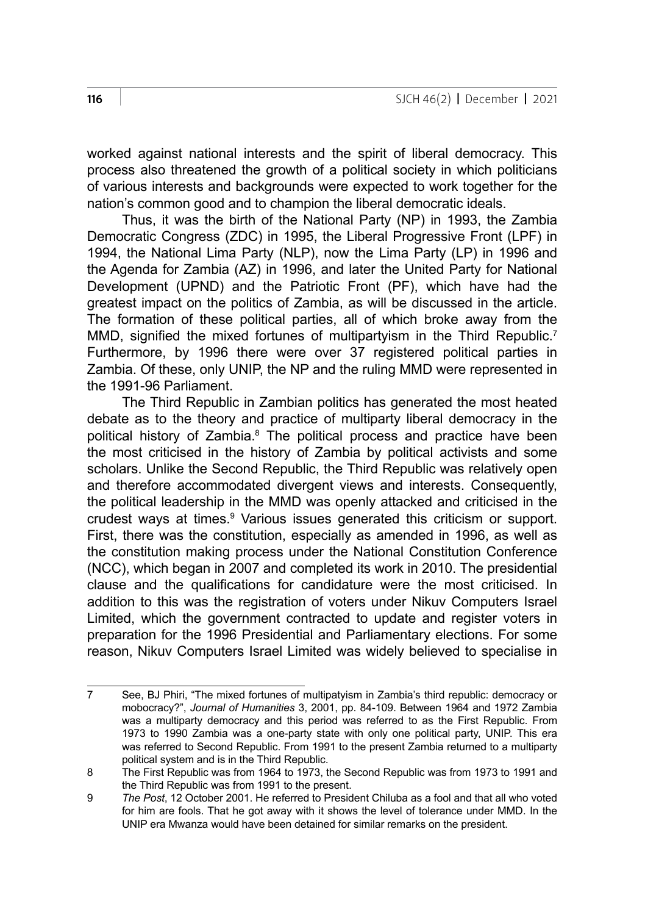worked against national interests and the spirit of liberal democracy. This process also threatened the growth of a political society in which politicians of various interests and backgrounds were expected to work together for the nation's common good and to champion the liberal democratic ideals.

Thus, it was the birth of the National Party (NP) in 1993, the Zambia Democratic Congress (ZDC) in 1995, the Liberal Progressive Front (LPF) in 1994, the National Lima Party (NLP), now the Lima Party (LP) in 1996 and the Agenda for Zambia (AZ) in 1996, and later the United Party for National Development (UPND) and the Patriotic Front (PF), which have had the greatest impact on the politics of Zambia, as will be discussed in the article. The formation of these political parties, all of which broke away from the MMD, signified the mixed fortunes of multipartyism in the Third Republic.[7] Furthermore, by 1996 there were over 37 registered political parties in Zambia. Of these, only UNIP, the NP and the ruling MMD were represented in the 1991-96 Parliament.

The Third Republic in Zambian politics has generated the most heated debate as to the theory and practice of multiparty liberal democracy in the political history of Zambia.[8] The political process and practice have been the most criticised in the history of Zambia by political activists and some scholars. Unlike the Second Republic, the Third Republic was relatively open and therefore accommodated divergent views and interests. Consequently, the political leadership in the MMD was openly attacked and criticised in the crudest ways at times.[9] Various issues generated this criticism or support. First, there was the constitution, especially as amended in 1996, as well as the constitution making process under the National Constitution Conference (NCC), which began in 2007 and completed its work in 2010. The presidential clause and the qualifications for candidature were the most criticised. In addition to this was the registration of voters under Nikuv Computers Israel Limited, which the government contracted to update and register voters in preparation for the 1996 Presidential and Parliamentary elections. For some reason, Nikuv Computers Israel Limited was widely believed to specialise in

---

7 See, BJ Phiri, "The mixed fortunes of multipatyism in Zambia's third republic: democracy or mobocracy?", *Journal of Humanities* 3, 2001, pp. 84-109. Between 1964 and 1972 Zambia was a multiparty democracy and this period was referred to as the First Republic. From 1973 to 1990 Zambia was a one-party state with only one political party, UNIP. This era was referred to Second Republic. From 1991 to the present Zambia returned to a multiparty political system and is in the Third Republic.

8 The First Republic was from 1964 to 1973, the Second Republic was from 1973 to 1991 and the Third Republic was from 1991 to the present.

9 *The Post*, 12 October 2001. He referred to President Chiluba as a fool and that all who voted for him are fools. That he got away with it shows the level of tolerance under MMD. In the UNIP era Mwanza would have been detained for similar remarks on the president.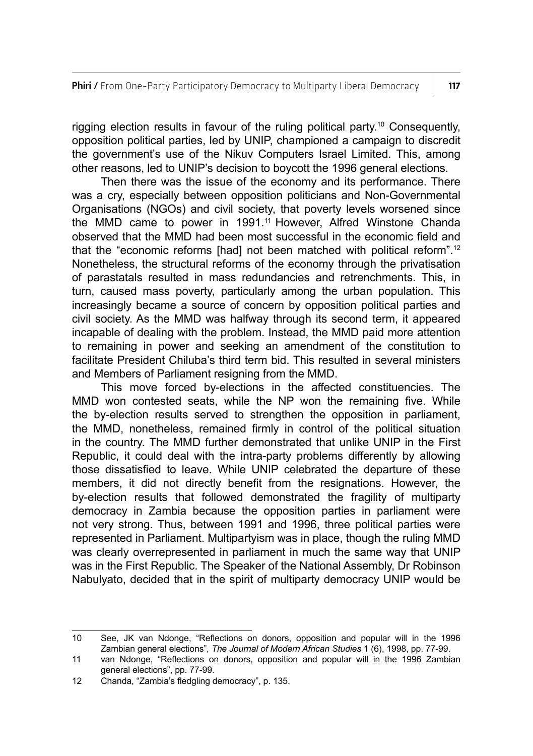rigging election results in favour of the ruling political party.[10] Consequently, opposition political parties, led by UNIP, championed a campaign to discredit the government's use of the Nikuv Computers Israel Limited. This, among other reasons, led to UNIP's decision to boycott the 1996 general elections.

Then there was the issue of the economy and its performance. There was a cry, especially between opposition politicians and Non-Governmental Organisations (NGOs) and civil society, that poverty levels worsened since the MMD came to power in 1991.[11] However, Alfred Winstone Chanda observed that the MMD had been most successful in the economic field and that the "economic reforms [had] not been matched with political reform".[12] Nonetheless, the structural reforms of the economy through the privatisation of parastatals resulted in mass redundancies and retrenchments. This, in turn, caused mass poverty, particularly among the urban population. This increasingly became a source of concern by opposition political parties and civil society. As the MMD was halfway through its second term, it appeared incapable of dealing with the problem. Instead, the MMD paid more attention to remaining in power and seeking an amendment of the constitution to facilitate President Chiluba's third term bid. This resulted in several ministers and Members of Parliament resigning from the MMD.

This move forced by-elections in the affected constituencies. The MMD won contested seats, while the NP won the remaining five. While the by-election results served to strengthen the opposition in parliament, the MMD, nonetheless, remained firmly in control of the political situation in the country. The MMD further demonstrated that unlike UNIP in the First Republic, it could deal with the intra-party problems differently by allowing those dissatisfied to leave. While UNIP celebrated the departure of these members, it did not directly benefit from the resignations. However, the by-election results that followed demonstrated the fragility of multiparty democracy in Zambia because the opposition parties in parliament were not very strong. Thus, between 1991 and 1996, three political parties were represented in Parliament. Multipartyism was in place, though the ruling MMD was clearly overrepresented in parliament in much the same way that UNIP was in the First Republic. The Speaker of the National Assembly, Dr Robinson Nabulyato, decided that in the spirit of multiparty democracy UNIP would be

---

10 See, JK van Ndonge, "Reflections on donors, opposition and popular will in the 1996 Zambian general elections", *The Journal of Modern African Studies* 1 (6), 1998, pp. 77-99.

11 van Ndonge, "Reflections on donors, opposition and popular will in the 1996 Zambian general elections", pp. 77-99.

12 Chanda, "Zambia's fledgling democracy", p. 135.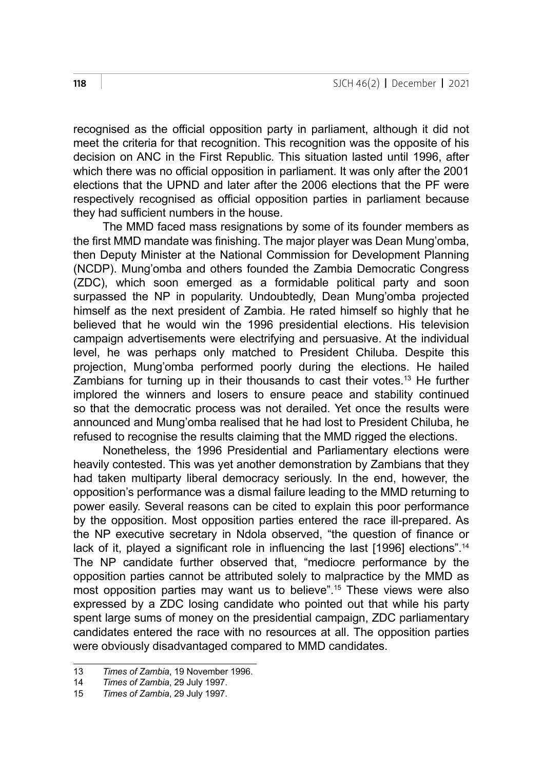recognised as the official opposition party in parliament, although it did not meet the criteria for that recognition. This recognition was the opposite of his decision on ANC in the First Republic. This situation lasted until 1996, after which there was no official opposition in parliament. It was only after the 2001 elections that the UPND and later after the 2006 elections that the PF were respectively recognised as official opposition parties in parliament because they had sufficient numbers in the house.

The MMD faced mass resignations by some of its founder members as the first MMD mandate was finishing. The major player was Dean Mung'omba, then Deputy Minister at the National Commission for Development Planning (NCDP). Mung'omba and others founded the Zambia Democratic Congress (ZDC), which soon emerged as a formidable political party and soon surpassed the NP in popularity. Undoubtedly, Dean Mung'omba projected himself as the next president of Zambia. He rated himself so highly that he believed that he would win the 1996 presidential elections. His television campaign advertisements were electrifying and persuasive. At the individual level, he was perhaps only matched to President Chiluba. Despite this projection, Mung'omba performed poorly during the elections. He hailed Zambians for turning up in their thousands to cast their votes.[13] He further implored the winners and losers to ensure peace and stability continued so that the democratic process was not derailed. Yet once the results were announced and Mung'omba realised that he had lost to President Chiluba, he refused to recognise the results claiming that the MMD rigged the elections.

Nonetheless, the 1996 Presidential and Parliamentary elections were heavily contested. This was yet another demonstration by Zambians that they had taken multiparty liberal democracy seriously. In the end, however, the opposition's performance was a dismal failure leading to the MMD returning to power easily. Several reasons can be cited to explain this poor performance by the opposition. Most opposition parties entered the race ill-prepared. As the NP executive secretary in Ndola observed, "the question of finance or lack of it, played a significant role in influencing the last [1996] elections".[14] The NP candidate further observed that, "mediocre performance by the opposition parties cannot be attributed solely to malpractice by the MMD as most opposition parties may want us to believe".[15] These views were also expressed by a ZDC losing candidate who pointed out that while his party spent large sums of money on the presidential campaign, ZDC parliamentary candidates entered the race with no resources at all. The opposition parties were obviously disadvantaged compared to MMD candidates.

---

13 *Times of Zambia*, 19 November 1996.

14 *Times of Zambia*, 29 July 1997.

15 *Times of Zambia*, 29 July 1997.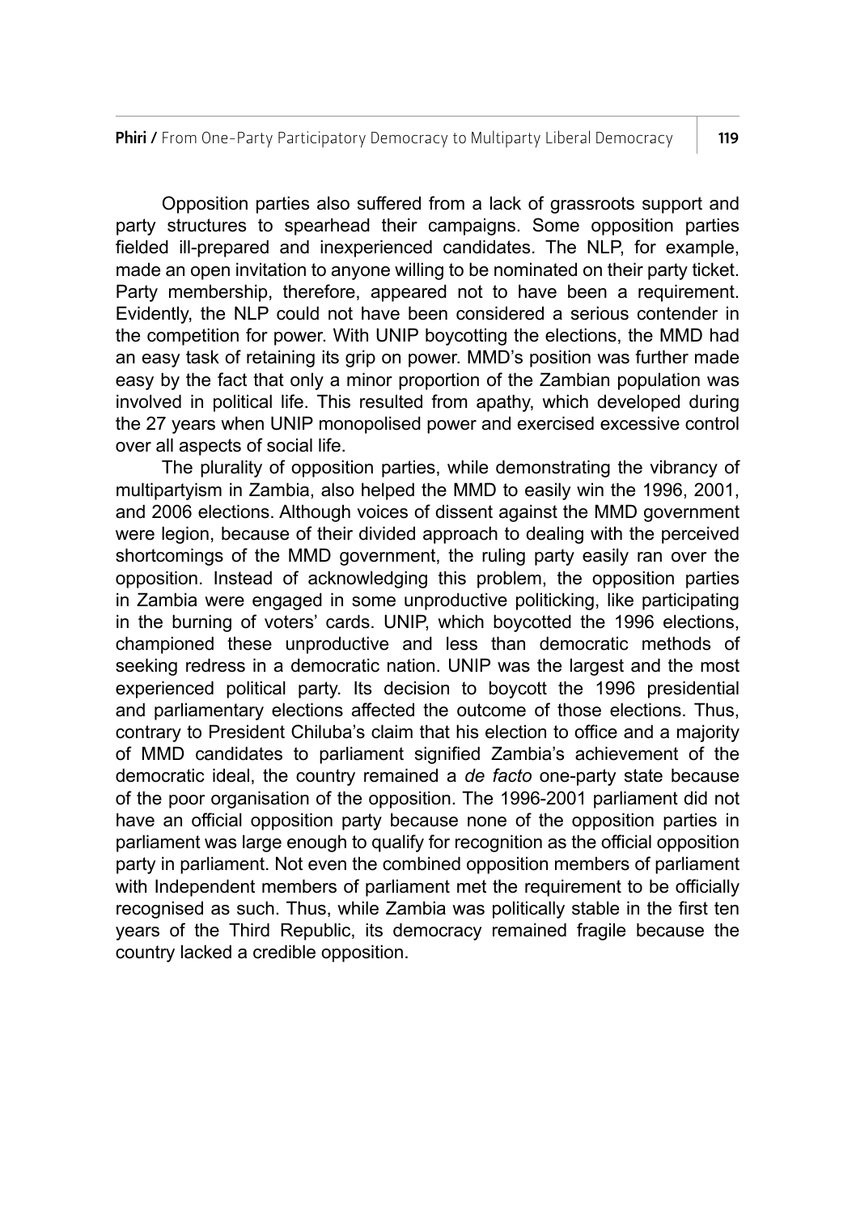Opposition parties also suffered from a lack of grassroots support and party structures to spearhead their campaigns. Some opposition parties fielded ill-prepared and inexperienced candidates. The NLP, for example, made an open invitation to anyone willing to be nominated on their party ticket. Party membership, therefore, appeared not to have been a requirement. Evidently, the NLP could not have been considered a serious contender in the competition for power. With UNIP boycotting the elections, the MMD had an easy task of retaining its grip on power. MMD's position was further made easy by the fact that only a minor proportion of the Zambian population was involved in political life. This resulted from apathy, which developed during the 27 years when UNIP monopolised power and exercised excessive control over all aspects of social life.

The plurality of opposition parties, while demonstrating the vibrancy of multipartyism in Zambia, also helped the MMD to easily win the 1996, 2001, and 2006 elections. Although voices of dissent against the MMD government were legion, because of their divided approach to dealing with the perceived shortcomings of the MMD government, the ruling party easily ran over the opposition. Instead of acknowledging this problem, the opposition parties in Zambia were engaged in some unproductive politicking, like participating in the burning of voters' cards. UNIP, which boycotted the 1996 elections, championed these unproductive and less than democratic methods of seeking redress in a democratic nation. UNIP was the largest and the most experienced political party. Its decision to boycott the 1996 presidential and parliamentary elections affected the outcome of those elections. Thus, contrary to President Chiluba's claim that his election to office and a majority of MMD candidates to parliament signified Zambia's achievement of the democratic ideal, the country remained a *de facto* one-party state because of the poor organisation of the opposition. The 1996-2001 parliament did not have an official opposition party because none of the opposition parties in parliament was large enough to qualify for recognition as the official opposition party in parliament. Not even the combined opposition members of parliament with Independent members of parliament met the requirement to be officially recognised as such. Thus, while Zambia was politically stable in the first ten years of the Third Republic, its democracy remained fragile because the country lacked a credible opposition.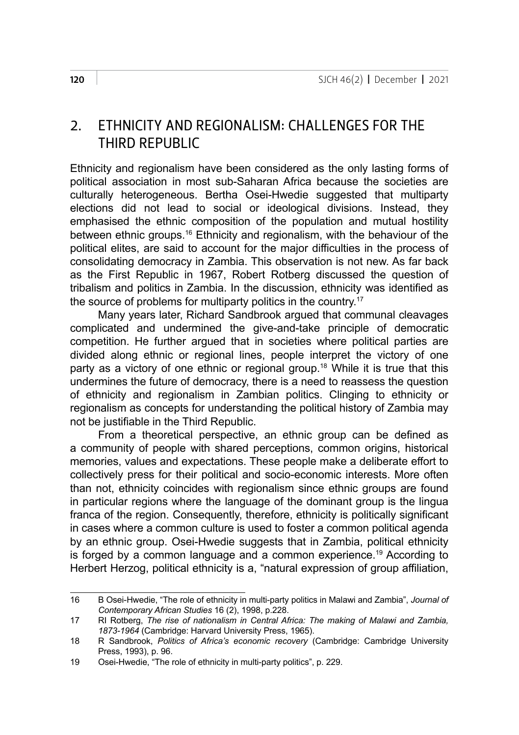## 2. ETHNICITY AND REGIONALISM: CHALLENGES FOR THE THIRD REPUBLIC

Ethnicity and regionalism have been considered as the only lasting forms of political association in most sub-Saharan Africa because the societies are culturally heterogeneous. Bertha Osei-Hwedie suggested that multiparty elections did not lead to social or ideological divisions. Instead, they emphasised the ethnic composition of the population and mutual hostility between ethnic groups.[16] Ethnicity and regionalism, with the behaviour of the political elites, are said to account for the major difficulties in the process of consolidating democracy in Zambia. This observation is not new. As far back as the First Republic in 1967, Robert Rotberg discussed the question of tribalism and politics in Zambia. In the discussion, ethnicity was identified as the source of problems for multiparty politics in the country.[17]

Many years later, Richard Sandbrook argued that communal cleavages complicated and undermined the give-and-take principle of democratic competition. He further argued that in societies where political parties are divided along ethnic or regional lines, people interpret the victory of one party as a victory of one ethnic or regional group.[18] While it is true that this undermines the future of democracy, there is a need to reassess the question of ethnicity and regionalism in Zambian politics. Clinging to ethnicity or regionalism as concepts for understanding the political history of Zambia may not be justifiable in the Third Republic.

From a theoretical perspective, an ethnic group can be defined as a community of people with shared perceptions, common origins, historical memories, values and expectations. These people make a deliberate effort to collectively press for their political and socio-economic interests. More often than not, ethnicity coincides with regionalism since ethnic groups are found in particular regions where the language of the dominant group is the lingua franca of the region. Consequently, therefore, ethnicity is politically significant in cases where a common culture is used to foster a common political agenda by an ethnic group. Osei-Hwedie suggests that in Zambia, political ethnicity is forged by a common language and a common experience.[19] According to Herbert Herzog, political ethnicity is a, "natural expression of group affiliation,

---

16 B Osei-Hwedie, "The role of ethnicity in multi-party politics in Malawi and Zambia", *Journal of Contemporary African Studies* 16 (2), 1998, p.228.

17 RI Rotberg, *The rise of nationalism in Central Africa: The making of Malawi and Zambia, 1873-1964* (Cambridge: Harvard University Press, 1965).

18 R Sandbrook, *Politics of Africa's economic recovery* (Cambridge: Cambridge University Press, 1993), p. 96.

19 Osei-Hwedie, "The role of ethnicity in multi-party politics", p. 229.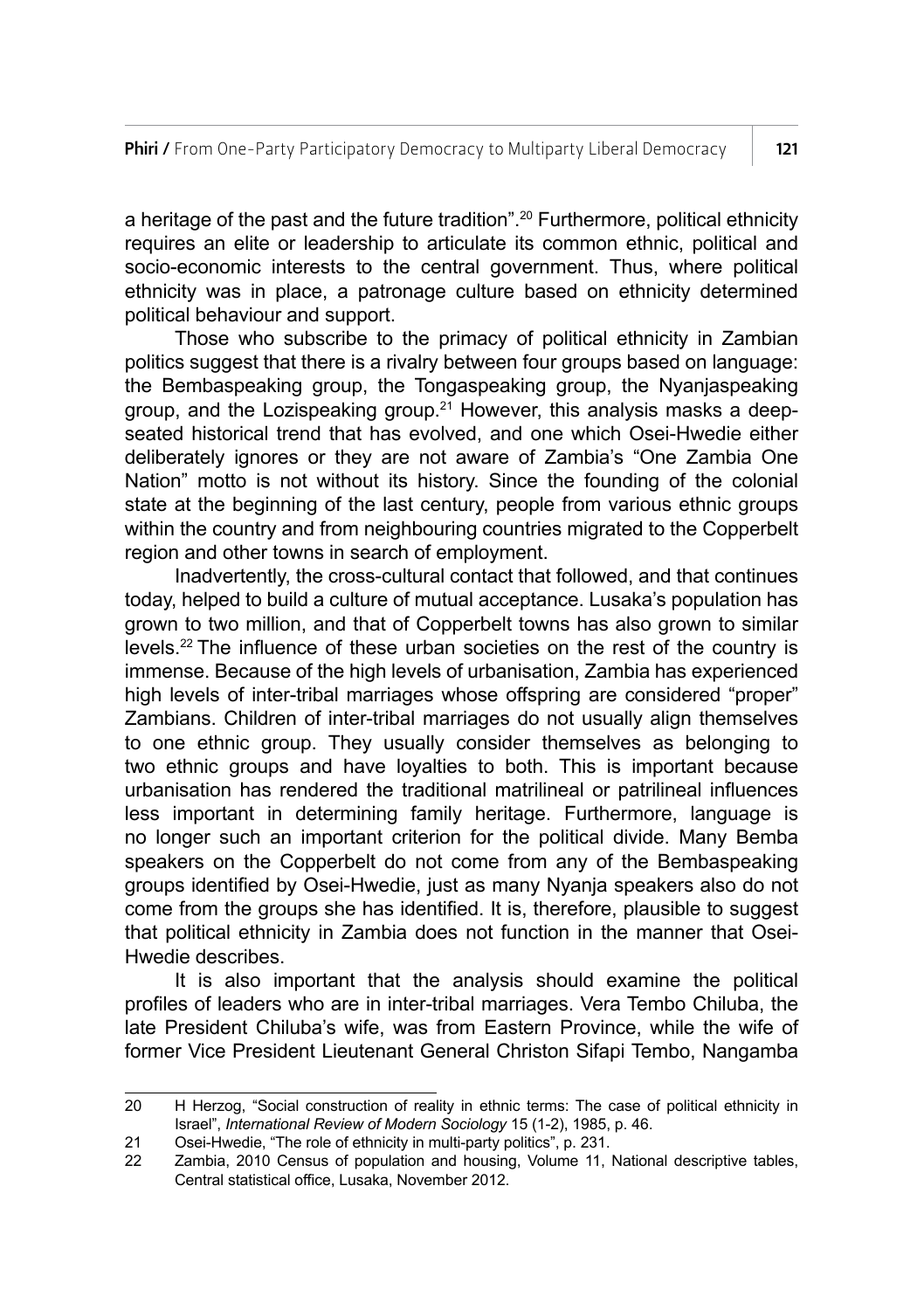a heritage of the past and the future tradition".[20] Furthermore, political ethnicity requires an elite or leadership to articulate its common ethnic, political and socio-economic interests to the central government. Thus, where political ethnicity was in place, a patronage culture based on ethnicity determined political behaviour and support.

Those who subscribe to the primacy of political ethnicity in Zambian politics suggest that there is a rivalry between four groups based on language: the Bembaspeaking group, the Tongaspeaking group, the Nyanjaspeaking group, and the Lozispeaking group.[21] However, this analysis masks a deep-seated historical trend that has evolved, and one which Osei-Hwedie either deliberately ignores or they are not aware of Zambia's "One Zambia One Nation" motto is not without its history. Since the founding of the colonial state at the beginning of the last century, people from various ethnic groups within the country and from neighbouring countries migrated to the Copperbelt region and other towns in search of employment.

Inadvertently, the cross-cultural contact that followed, and that continues today, helped to build a culture of mutual acceptance. Lusaka's population has grown to two million, and that of Copperbelt towns has also grown to similar levels.[22] The influence of these urban societies on the rest of the country is immense. Because of the high levels of urbanisation, Zambia has experienced high levels of inter-tribal marriages whose offspring are considered "proper" Zambians. Children of inter-tribal marriages do not usually align themselves to one ethnic group. They usually consider themselves as belonging to two ethnic groups and have loyalties to both. This is important because urbanisation has rendered the traditional matrilineal or patrilineal influences less important in determining family heritage. Furthermore, language is no longer such an important criterion for the political divide. Many Bemba speakers on the Copperbelt do not come from any of the Bembaspeaking groups identified by Osei-Hwedie, just as many Nyanja speakers also do not come from the groups she has identified. It is, therefore, plausible to suggest that political ethnicity in Zambia does not function in the manner that Osei-Hwedie describes.

It is also important that the analysis should examine the political profiles of leaders who are in inter-tribal marriages. Vera Tembo Chiluba, the late President Chiluba's wife, was from Eastern Province, while the wife of former Vice President Lieutenant General Christon Sifapi Tembo, Nangamba

---

20 H Herzog, "Social construction of reality in ethnic terms: The case of political ethnicity in Israel", *International Review of Modern Sociology* 15 (1-2), 1985, p. 46.

21 Osei-Hwedie, "The role of ethnicity in multi-party politics", p. 231.

22 Zambia, 2010 Census of population and housing, Volume 11, National descriptive tables, Central statistical office, Lusaka, November 2012.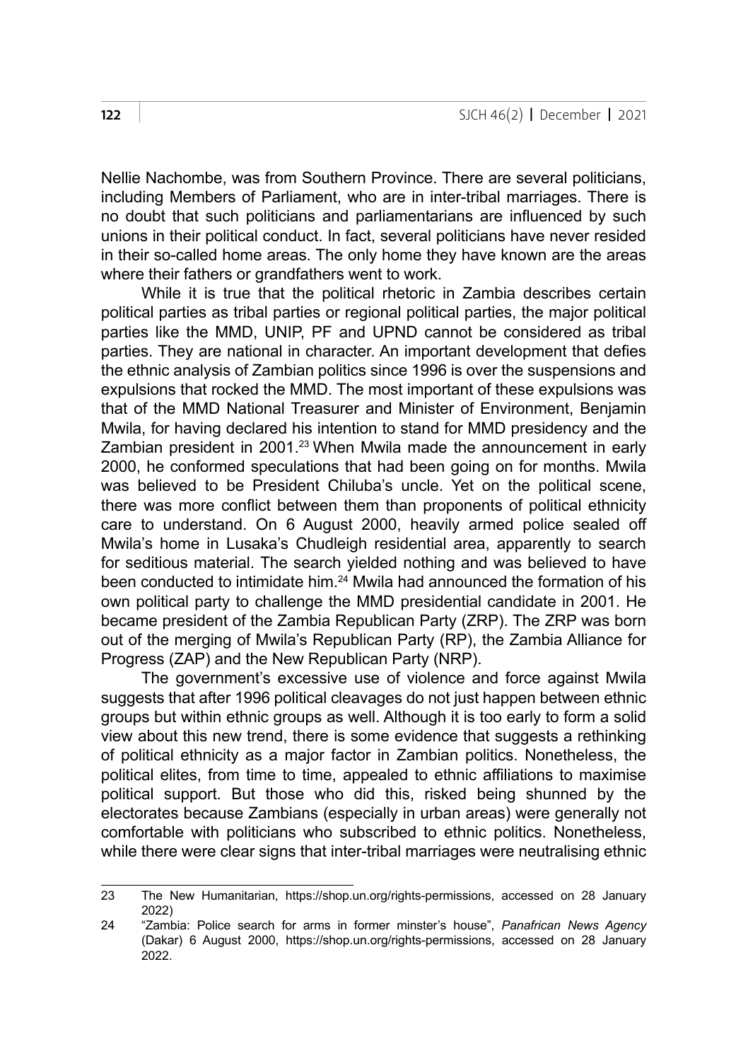Nellie Nachombe, was from Southern Province. There are several politicians, including Members of Parliament, who are in inter-tribal marriages. There is no doubt that such politicians and parliamentarians are influenced by such unions in their political conduct. In fact, several politicians have never resided in their so-called home areas. The only home they have known are the areas where their fathers or grandfathers went to work.

While it is true that the political rhetoric in Zambia describes certain political parties as tribal parties or regional political parties, the major political parties like the MMD, UNIP, PF and UPND cannot be considered as tribal parties. They are national in character. An important development that defies the ethnic analysis of Zambian politics since 1996 is over the suspensions and expulsions that rocked the MMD. The most important of these expulsions was that of the MMD National Treasurer and Minister of Environment, Benjamin Mwila, for having declared his intention to stand for MMD presidency and the Zambian president in 2001.[23] When Mwila made the announcement in early 2000, he conformed speculations that had been going on for months. Mwila was believed to be President Chiluba's uncle. Yet on the political scene, there was more conflict between them than proponents of political ethnicity care to understand. On 6 August 2000, heavily armed police sealed off Mwila's home in Lusaka's Chudleigh residential area, apparently to search for seditious material. The search yielded nothing and was believed to have been conducted to intimidate him.[24] Mwila had announced the formation of his own political party to challenge the MMD presidential candidate in 2001. He became president of the Zambia Republican Party (ZRP). The ZRP was born out of the merging of Mwila's Republican Party (RP), the Zambia Alliance for Progress (ZAP) and the New Republican Party (NRP).

The government's excessive use of violence and force against Mwila suggests that after 1996 political cleavages do not just happen between ethnic groups but within ethnic groups as well. Although it is too early to form a solid view about this new trend, there is some evidence that suggests a rethinking of political ethnicity as a major factor in Zambian politics. Nonetheless, the political elites, from time to time, appealed to ethnic affiliations to maximise political support. But those who did this, risked being shunned by the electorates because Zambians (especially in urban areas) were generally not comfortable with politicians who subscribed to ethnic politics. Nonetheless, while there were clear signs that inter-tribal marriages were neutralising ethnic

---

23 The New Humanitarian, https://shop.un.org/rights-permissions, accessed on 28 January 2022)

24 "Zambia: Police search for arms in former minster's house", *Panafrican News Agency* (Dakar) 6 August 2000, https://shop.un.org/rights-permissions, accessed on 28 January 2022.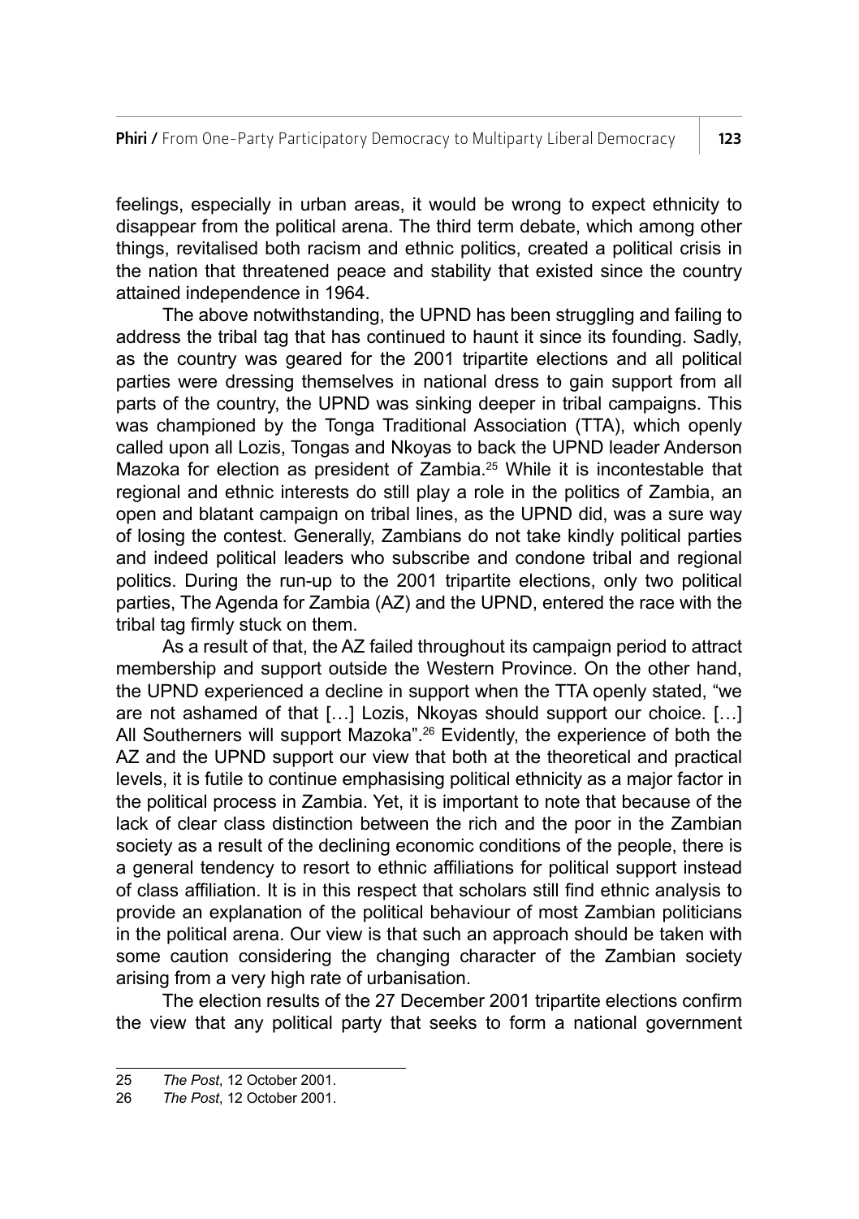feelings, especially in urban areas, it would be wrong to expect ethnicity to disappear from the political arena. The third term debate, which among other things, revitalised both racism and ethnic politics, created a political crisis in the nation that threatened peace and stability that existed since the country attained independence in 1964.

The above notwithstanding, the UPND has been struggling and failing to address the tribal tag that has continued to haunt it since its founding. Sadly, as the country was geared for the 2001 tripartite elections and all political parties were dressing themselves in national dress to gain support from all parts of the country, the UPND was sinking deeper in tribal campaigns. This was championed by the Tonga Traditional Association (TTA), which openly called upon all Lozis, Tongas and Nkoyas to back the UPND leader Anderson Mazoka for election as president of Zambia.[25] While it is incontestable that regional and ethnic interests do still play a role in the politics of Zambia, an open and blatant campaign on tribal lines, as the UPND did, was a sure way of losing the contest. Generally, Zambians do not take kindly political parties and indeed political leaders who subscribe and condone tribal and regional politics. During the run-up to the 2001 tripartite elections, only two political parties, The Agenda for Zambia (AZ) and the UPND, entered the race with the tribal tag firmly stuck on them.

As a result of that, the AZ failed throughout its campaign period to attract membership and support outside the Western Province. On the other hand, the UPND experienced a decline in support when the TTA openly stated, "we are not ashamed of that […] Lozis, Nkoyas should support our choice. […] All Southerners will support Mazoka".[26] Evidently, the experience of both the AZ and the UPND support our view that both at the theoretical and practical levels, it is futile to continue emphasising political ethnicity as a major factor in the political process in Zambia. Yet, it is important to note that because of the lack of clear class distinction between the rich and the poor in the Zambian society as a result of the declining economic conditions of the people, there is a general tendency to resort to ethnic affiliations for political support instead of class affiliation. It is in this respect that scholars still find ethnic analysis to provide an explanation of the political behaviour of most Zambian politicians in the political arena. Our view is that such an approach should be taken with some caution considering the changing character of the Zambian society arising from a very high rate of urbanisation.

The election results of the 27 December 2001 tripartite elections confirm the view that any political party that seeks to form a national government

---

25 *The Post*, 12 October 2001.

26 *The Post*, 12 October 2001.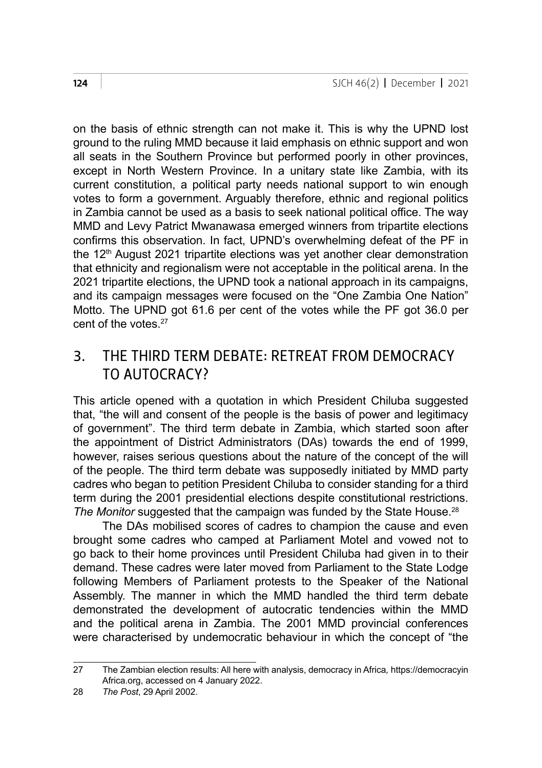on the basis of ethnic strength can not make it. This is why the UPND lost ground to the ruling MMD because it laid emphasis on ethnic support and won all seats in the Southern Province but performed poorly in other provinces, except in North Western Province. In a unitary state like Zambia, with its current constitution, a political party needs national support to win enough votes to form a government. Arguably therefore, ethnic and regional politics in Zambia cannot be used as a basis to seek national political office. The way MMD and Levy Patrict Mwanawasa emerged winners from tripartite elections confirms this observation. In fact, UPND's overwhelming defeat of the PF in the 12th August 2021 tripartite elections was yet another clear demonstration that ethnicity and regionalism were not acceptable in the political arena. In the 2021 tripartite elections, the UPND took a national approach in its campaigns, and its campaign messages were focused on the "One Zambia One Nation" Motto. The UPND got 61.6 per cent of the votes while the PF got 36.0 per cent of the votes.[27]

## 3. THE THIRD TERM DEBATE: RETREAT FROM DEMOCRACY TO AUTOCRACY?

This article opened with a quotation in which President Chiluba suggested that, "the will and consent of the people is the basis of power and legitimacy of government". The third term debate in Zambia, which started soon after the appointment of District Administrators (DAs) towards the end of 1999, however, raises serious questions about the nature of the concept of the will of the people. The third term debate was supposedly initiated by MMD party cadres who began to petition President Chiluba to consider standing for a third term during the 2001 presidential elections despite constitutional restrictions. *The Monitor* suggested that the campaign was funded by the State House.[28]

The DAs mobilised scores of cadres to champion the cause and even brought some cadres who camped at Parliament Motel and vowed not to go back to their home provinces until President Chiluba had given in to their demand. These cadres were later moved from Parliament to the State Lodge following Members of Parliament protests to the Speaker of the National Assembly. The manner in which the MMD handled the third term debate demonstrated the development of autocratic tendencies within the MMD and the political arena in Zambia. The 2001 MMD provincial conferences were characterised by undemocratic behaviour in which the concept of "the

---

27 The Zambian election results: All here with analysis, democracy in Africa, https://democracyinAfrica.org, accessed on 4 January 2022.

28 *The Post*, 29 April 2002.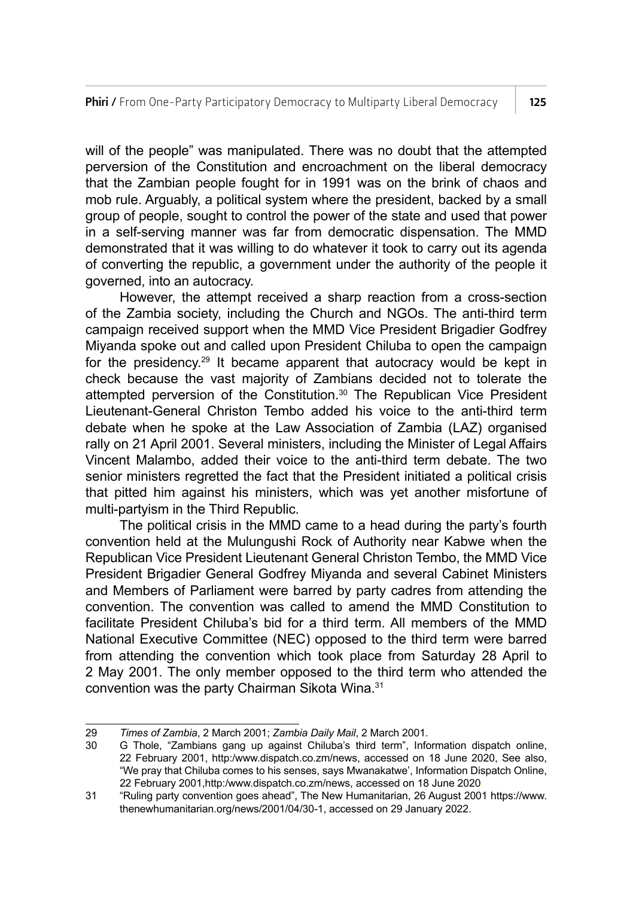will of the people" was manipulated. There was no doubt that the attempted perversion of the Constitution and encroachment on the liberal democracy that the Zambian people fought for in 1991 was on the brink of chaos and mob rule. Arguably, a political system where the president, backed by a small group of people, sought to control the power of the state and used that power in a self-serving manner was far from democratic dispensation. The MMD demonstrated that it was willing to do whatever it took to carry out its agenda of converting the republic, a government under the authority of the people it governed, into an autocracy.

However, the attempt received a sharp reaction from a cross-section of the Zambia society, including the Church and NGOs. The anti-third term campaign received support when the MMD Vice President Brigadier Godfrey Miyanda spoke out and called upon President Chiluba to open the campaign for the presidency.[29] It became apparent that autocracy would be kept in check because the vast majority of Zambians decided not to tolerate the attempted perversion of the Constitution.[30] The Republican Vice President Lieutenant-General Christon Tembo added his voice to the anti-third term debate when he spoke at the Law Association of Zambia (LAZ) organised rally on 21 April 2001. Several ministers, including the Minister of Legal Affairs Vincent Malambo, added their voice to the anti-third term debate. The two senior ministers regretted the fact that the President initiated a political crisis that pitted him against his ministers, which was yet another misfortune of multi-partyism in the Third Republic.

The political crisis in the MMD came to a head during the party's fourth convention held at the Mulungushi Rock of Authority near Kabwe when the Republican Vice President Lieutenant General Christon Tembo, the MMD Vice President Brigadier General Godfrey Miyanda and several Cabinet Ministers and Members of Parliament were barred by party cadres from attending the convention. The convention was called to amend the MMD Constitution to facilitate President Chiluba's bid for a third term. All members of the MMD National Executive Committee (NEC) opposed to the third term were barred from attending the convention which took place from Saturday 28 April to 2 May 2001. The only member opposed to the third term who attended the convention was the party Chairman Sikota Wina.[31]

---

29 *Times of Zambia*, 2 March 2001; *Zambia Daily Mail*, 2 March 2001.

30 G Thole, "Zambians gang up against Chiluba's third term", Information dispatch online, 22 February 2001, http:www.dispatch.co.zm/news, accessed on 18 June 2020, See also, "We pray that Chiluba comes to his senses, says Mwanakatwe', Information Dispatch Online, 22 February 2001,http:www.dispatch.co.zm/news, accessed on 18 June 2020

31 "Ruling party convention goes ahead", The New Humanitarian, 26 August 2001 https://www.thenewhumanitarian.org/news/2001/04/30-1, accessed on 29 January 2022.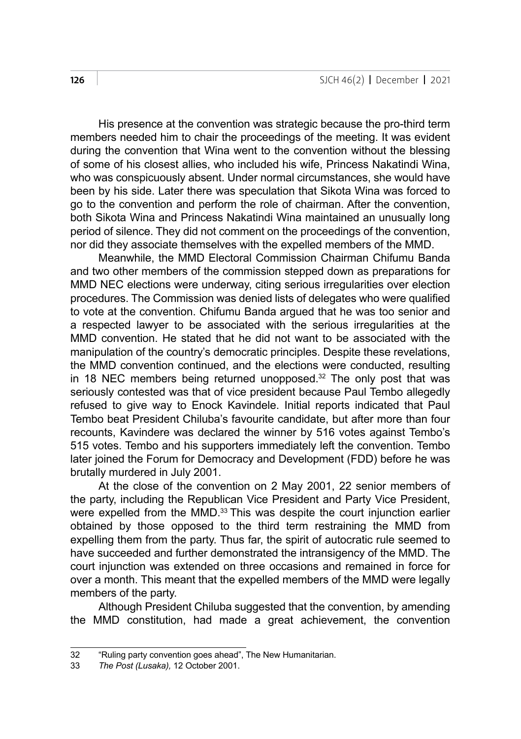His presence at the convention was strategic because the pro-third term members needed him to chair the proceedings of the meeting. It was evident during the convention that Wina went to the convention without the blessing of some of his closest allies, who included his wife, Princess Nakatindi Wina, who was conspicuously absent. Under normal circumstances, she would have been by his side. Later there was speculation that Sikota Wina was forced to go to the convention and perform the role of chairman. After the convention, both Sikota Wina and Princess Nakatindi Wina maintained an unusually long period of silence. They did not comment on the proceedings of the convention, nor did they associate themselves with the expelled members of the MMD.

Meanwhile, the MMD Electoral Commission Chairman Chifumu Banda and two other members of the commission stepped down as preparations for MMD NEC elections were underway, citing serious irregularities over election procedures. The Commission was denied lists of delegates who were qualified to vote at the convention. Chifumu Banda argued that he was too senior and a respected lawyer to be associated with the serious irregularities at the MMD convention. He stated that he did not want to be associated with the manipulation of the country's democratic principles. Despite these revelations, the MMD convention continued, and the elections were conducted, resulting in 18 NEC members being returned unopposed.[32] The only post that was seriously contested was that of vice president because Paul Tembo allegedly refused to give way to Enock Kavindele. Initial reports indicated that Paul Tembo beat President Chiluba's favourite candidate, but after more than four recounts, Kavindere was declared the winner by 516 votes against Tembo's 515 votes. Tembo and his supporters immediately left the convention. Tembo later joined the Forum for Democracy and Development (FDD) before he was brutally murdered in July 2001.

At the close of the convention on 2 May 2001, 22 senior members of the party, including the Republican Vice President and Party Vice President, were expelled from the MMD.[33] This was despite the court injunction earlier obtained by those opposed to the third term restraining the MMD from expelling them from the party. Thus far, the spirit of autocratic rule seemed to have succeeded and further demonstrated the intransigency of the MMD. The court injunction was extended on three occasions and remained in force for over a month. This meant that the expelled members of the MMD were legally members of the party.

Although President Chiluba suggested that the convention, by amending the MMD constitution, had made a great achievement, the convention

---

32 "Ruling party convention goes ahead", The New Humanitarian.

33 *The Post (Lusaka),* 12 October 2001.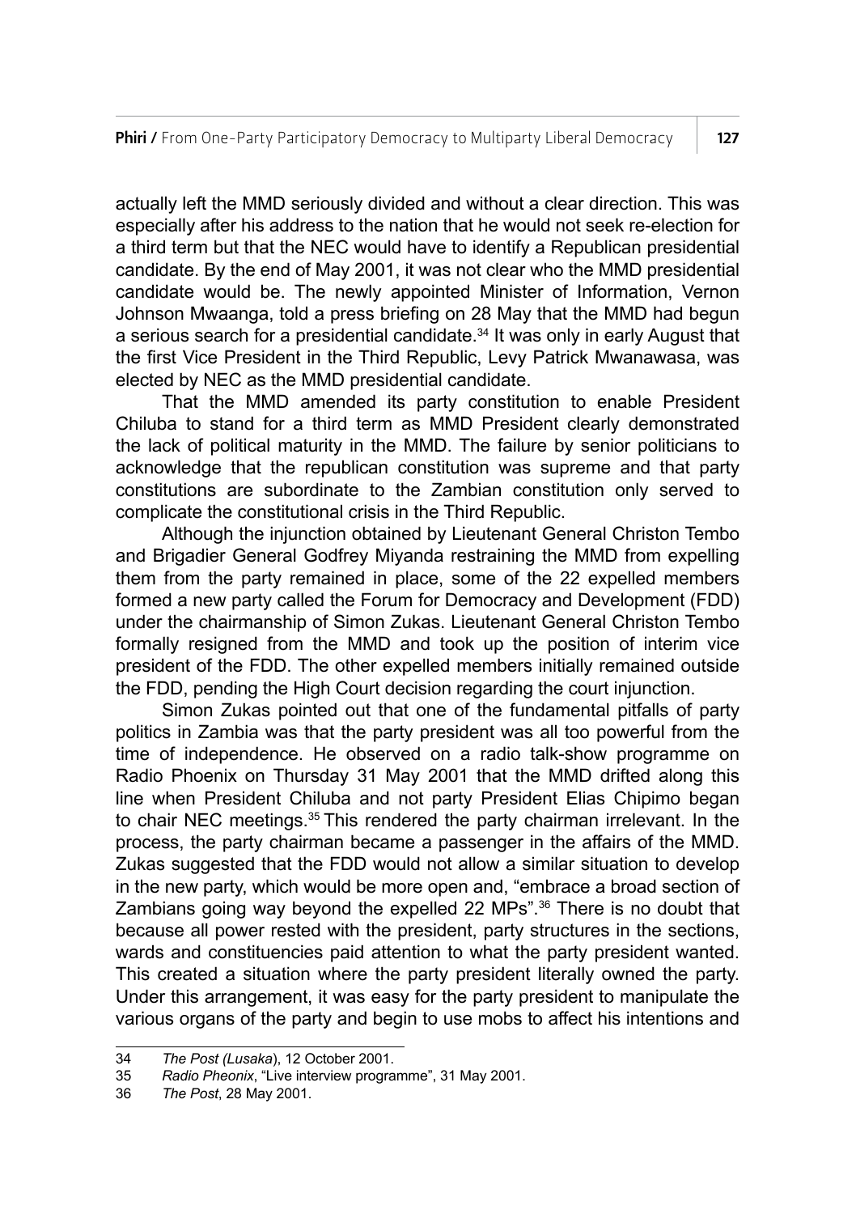actually left the MMD seriously divided and without a clear direction. This was especially after his address to the nation that he would not seek re-election for a third term but that the NEC would have to identify a Republican presidential candidate. By the end of May 2001, it was not clear who the MMD presidential candidate would be. The newly appointed Minister of Information, Vernon Johnson Mwaanga, told a press briefing on 28 May that the MMD had begun a serious search for a presidential candidate.[34] It was only in early August that the first Vice President in the Third Republic, Levy Patrick Mwanawasa, was elected by NEC as the MMD presidential candidate.

That the MMD amended its party constitution to enable President Chiluba to stand for a third term as MMD President clearly demonstrated the lack of political maturity in the MMD. The failure by senior politicians to acknowledge that the republican constitution was supreme and that party constitutions are subordinate to the Zambian constitution only served to complicate the constitutional crisis in the Third Republic.

Although the injunction obtained by Lieutenant General Christon Tembo and Brigadier General Godfrey Miyanda restraining the MMD from expelling them from the party remained in place, some of the 22 expelled members formed a new party called the Forum for Democracy and Development (FDD) under the chairmanship of Simon Zukas. Lieutenant General Christon Tembo formally resigned from the MMD and took up the position of interim vice president of the FDD. The other expelled members initially remained outside the FDD, pending the High Court decision regarding the court injunction.

Simon Zukas pointed out that one of the fundamental pitfalls of party politics in Zambia was that the party president was all too powerful from the time of independence. He observed on a radio talk-show programme on Radio Phoenix on Thursday 31 May 2001 that the MMD drifted along this line when President Chiluba and not party President Elias Chipimo began to chair NEC meetings.[35] This rendered the party chairman irrelevant. In the process, the party chairman became a passenger in the affairs of the MMD. Zukas suggested that the FDD would not allow a similar situation to develop in the new party, which would be more open and, "embrace a broad section of Zambians going way beyond the expelled 22 MPs".[36] There is no doubt that because all power rested with the president, party structures in the sections, wards and constituencies paid attention to what the party president wanted. This created a situation where the party president literally owned the party. Under this arrangement, it was easy for the party president to manipulate the various organs of the party and begin to use mobs to affect his intentions and

---

34 *The Post (Lusaka*), 12 October 2001.

35 *Radio Pheonix*, "Live interview programme", 31 May 2001.

36 *The Post*, 28 May 2001.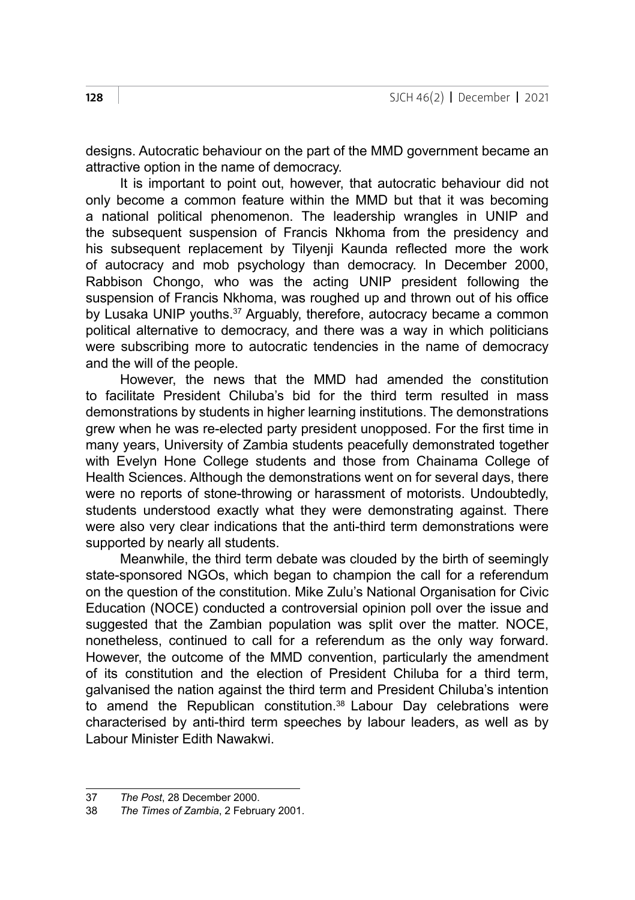designs. Autocratic behaviour on the part of the MMD government became an attractive option in the name of democracy.

It is important to point out, however, that autocratic behaviour did not only become a common feature within the MMD but that it was becoming a national political phenomenon. The leadership wrangles in UNIP and the subsequent suspension of Francis Nkhoma from the presidency and his subsequent replacement by Tilyenji Kaunda reflected more the work of autocracy and mob psychology than democracy. In December 2000, Rabbison Chongo, who was the acting UNIP president following the suspension of Francis Nkhoma, was roughed up and thrown out of his office by Lusaka UNIP youths.[37] Arguably, therefore, autocracy became a common political alternative to democracy, and there was a way in which politicians were subscribing more to autocratic tendencies in the name of democracy and the will of the people.

However, the news that the MMD had amended the constitution to facilitate President Chiluba's bid for the third term resulted in mass demonstrations by students in higher learning institutions. The demonstrations grew when he was re-elected party president unopposed. For the first time in many years, University of Zambia students peacefully demonstrated together with Evelyn Hone College students and those from Chainama College of Health Sciences. Although the demonstrations went on for several days, there were no reports of stone-throwing or harassment of motorists. Undoubtedly, students understood exactly what they were demonstrating against. There were also very clear indications that the anti-third term demonstrations were supported by nearly all students.

Meanwhile, the third term debate was clouded by the birth of seemingly state-sponsored NGOs, which began to champion the call for a referendum on the question of the constitution. Mike Zulu's National Organisation for Civic Education (NOCE) conducted a controversial opinion poll over the issue and suggested that the Zambian population was split over the matter. NOCE, nonetheless, continued to call for a referendum as the only way forward. However, the outcome of the MMD convention, particularly the amendment of its constitution and the election of President Chiluba for a third term, galvanised the nation against the third term and President Chiluba's intention to amend the Republican constitution.[38] Labour Day celebrations were characterised by anti-third term speeches by labour leaders, as well as by Labour Minister Edith Nawakwi.

---

37 *The Post*, 28 December 2000.

38 *The Times of Zambia*, 2 February 2001.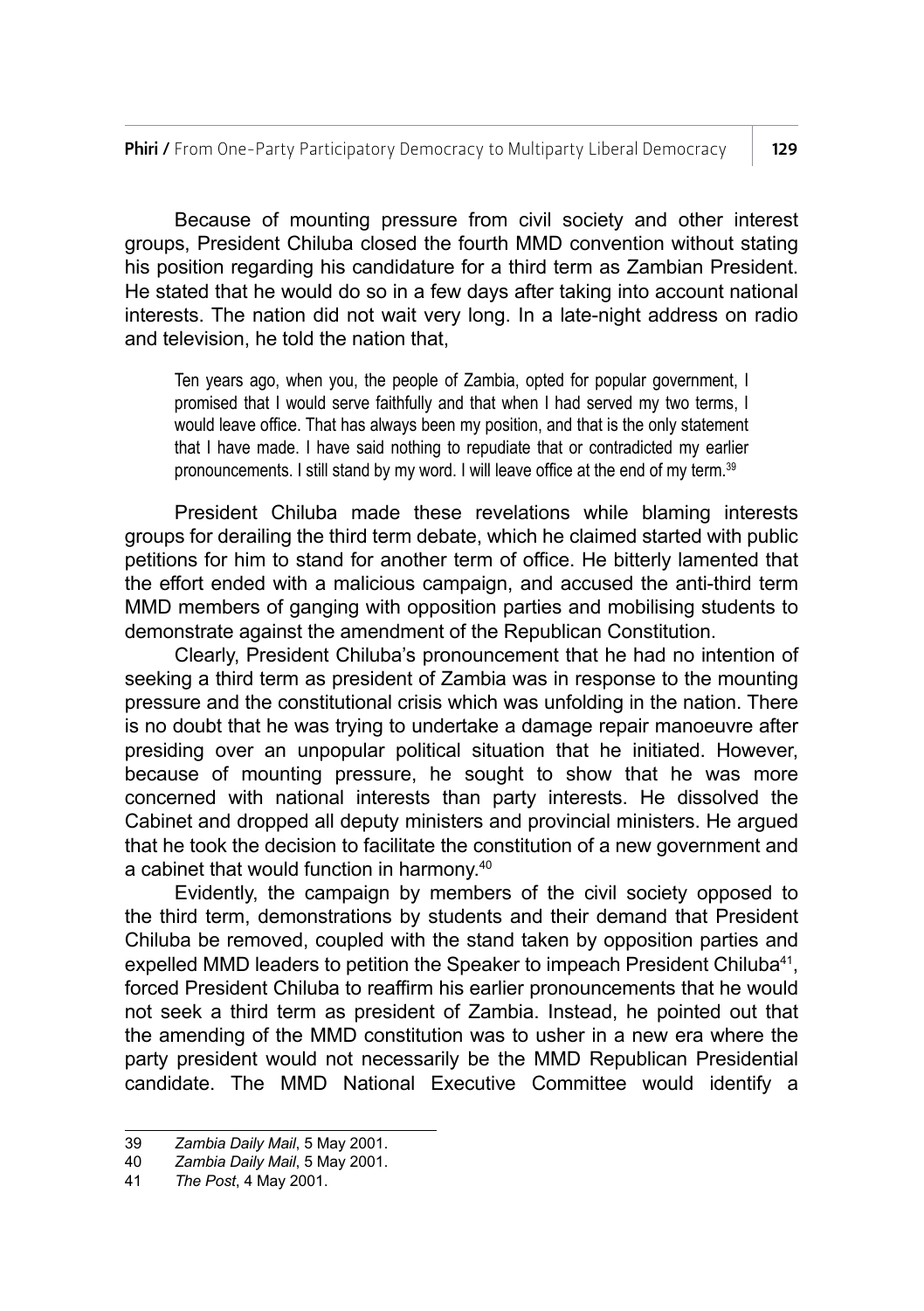Because of mounting pressure from civil society and other interest groups, President Chiluba closed the fourth MMD convention without stating his position regarding his candidature for a third term as Zambian President. He stated that he would do so in a few days after taking into account national interests. The nation did not wait very long. In a late-night address on radio and television, he told the nation that,

> Ten years ago, when you, the people of Zambia, opted for popular government, I promised that I would serve faithfully and that when I had served my two terms, I would leave office. That has always been my position, and that is the only statement that I have made. I have said nothing to repudiate that or contradicted my earlier pronouncements. I still stand by my word. I will leave office at the end of my term.[39]

President Chiluba made these revelations while blaming interests groups for derailing the third term debate, which he claimed started with public petitions for him to stand for another term of office. He bitterly lamented that the effort ended with a malicious campaign, and accused the anti-third term MMD members of ganging with opposition parties and mobilising students to demonstrate against the amendment of the Republican Constitution.

Clearly, President Chiluba's pronouncement that he had no intention of seeking a third term as president of Zambia was in response to the mounting pressure and the constitutional crisis which was unfolding in the nation. There is no doubt that he was trying to undertake a damage repair manoeuvre after presiding over an unpopular political situation that he initiated. However, because of mounting pressure, he sought to show that he was more concerned with national interests than party interests. He dissolved the Cabinet and dropped all deputy ministers and provincial ministers. He argued that he took the decision to facilitate the constitution of a new government and a cabinet that would function in harmony.[40]

Evidently, the campaign by members of the civil society opposed to the third term, demonstrations by students and their demand that President Chiluba be removed, coupled with the stand taken by opposition parties and expelled MMD leaders to petition the Speaker to impeach President Chiluba[41], forced President Chiluba to reaffirm his earlier pronouncements that he would not seek a third term as president of Zambia. Instead, he pointed out that the amending of the MMD constitution was to usher in a new era where the party president would not necessarily be the MMD Republican Presidential candidate. The MMD National Executive Committee would identify a

---

39 *Zambia Daily Mail*, 5 May 2001.

40 *Zambia Daily Mail*, 5 May 2001.

41 *The Post*, 4 May 2001.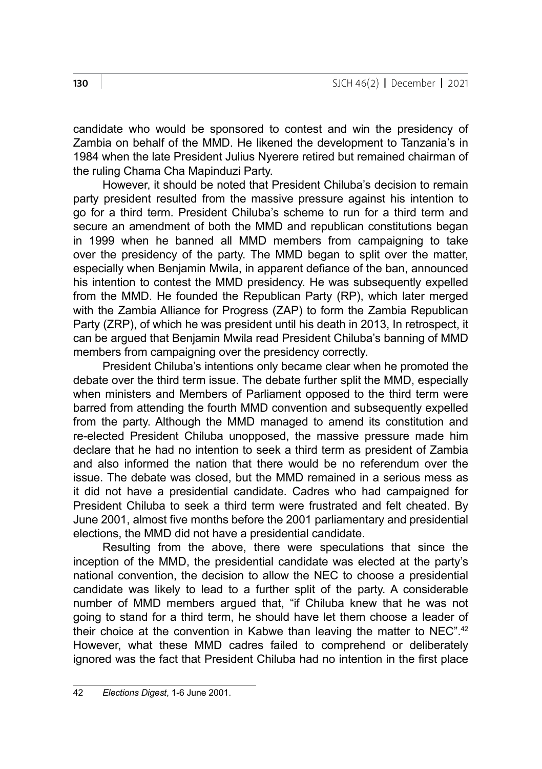candidate who would be sponsored to contest and win the presidency of Zambia on behalf of the MMD. He likened the development to Tanzania's in 1984 when the late President Julius Nyerere retired but remained chairman of the ruling Chama Cha Mapinduzi Party.

However, it should be noted that President Chiluba's decision to remain party president resulted from the massive pressure against his intention to go for a third term. President Chiluba's scheme to run for a third term and secure an amendment of both the MMD and republican constitutions began in 1999 when he banned all MMD members from campaigning to take over the presidency of the party. The MMD began to split over the matter, especially when Benjamin Mwila, in apparent defiance of the ban, announced his intention to contest the MMD presidency. He was subsequently expelled from the MMD. He founded the Republican Party (RP), which later merged with the Zambia Alliance for Progress (ZAP) to form the Zambia Republican Party (ZRP), of which he was president until his death in 2013, In retrospect, it can be argued that Benjamin Mwila read President Chiluba's banning of MMD members from campaigning over the presidency correctly.

President Chiluba's intentions only became clear when he promoted the debate over the third term issue. The debate further split the MMD, especially when ministers and Members of Parliament opposed to the third term were barred from attending the fourth MMD convention and subsequently expelled from the party. Although the MMD managed to amend its constitution and re-elected President Chiluba unopposed, the massive pressure made him declare that he had no intention to seek a third term as president of Zambia and also informed the nation that there would be no referendum over the issue. The debate was closed, but the MMD remained in a serious mess as it did not have a presidential candidate. Cadres who had campaigned for President Chiluba to seek a third term were frustrated and felt cheated. By June 2001, almost five months before the 2001 parliamentary and presidential elections, the MMD did not have a presidential candidate.

Resulting from the above, there were speculations that since the inception of the MMD, the presidential candidate was elected at the party's national convention, the decision to allow the NEC to choose a presidential candidate was likely to lead to a further split of the party. A considerable number of MMD members argued that, "if Chiluba knew that he was not going to stand for a third term, he should have let them choose a leader of their choice at the convention in Kabwe than leaving the matter to NEC".[42] However, what these MMD cadres failed to comprehend or deliberately ignored was the fact that President Chiluba had no intention in the first place

42 *Elections Digest*, 1-6 June 2001.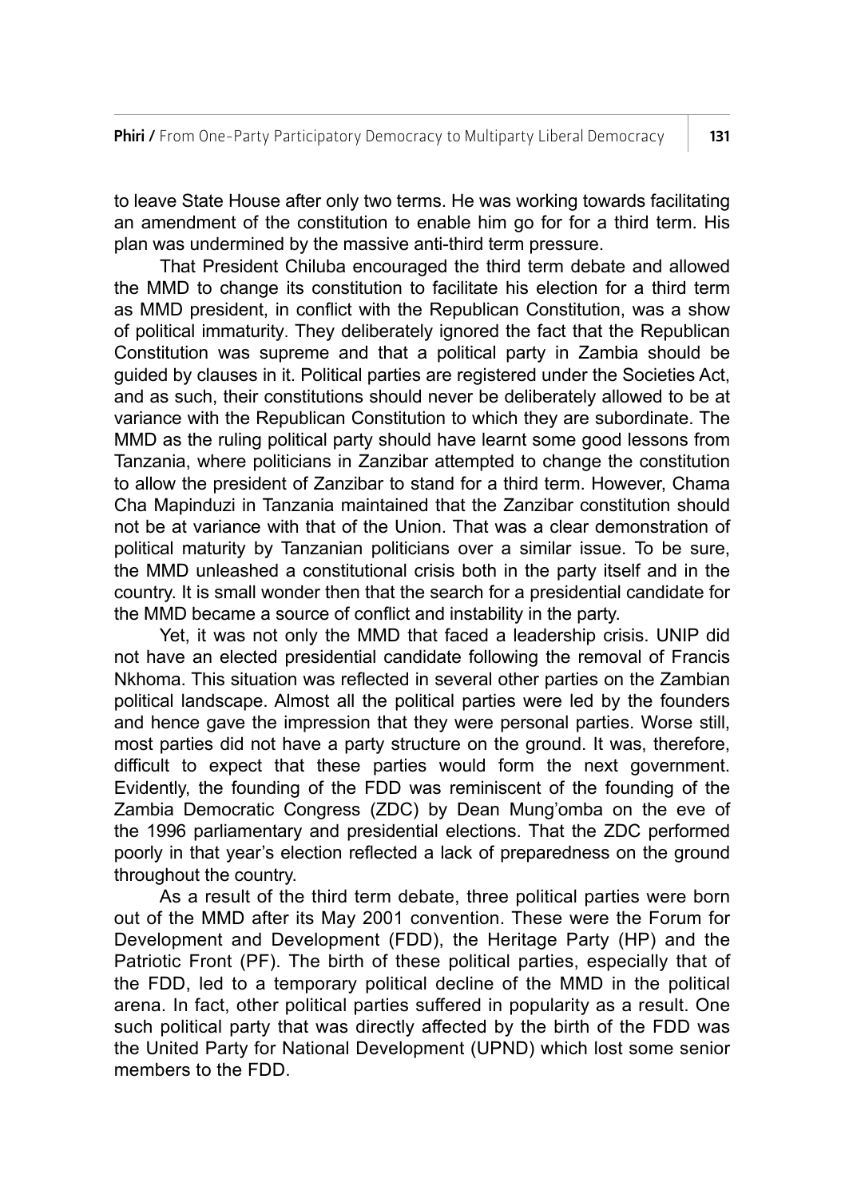to leave State House after only two terms. He was working towards facilitating an amendment of the constitution to enable him go for for a third term. His plan was undermined by the massive anti-third term pressure.

That President Chiluba encouraged the third term debate and allowed the MMD to change its constitution to facilitate his election for a third term as MMD president, in conflict with the Republican Constitution, was a show of political immaturity. They deliberately ignored the fact that the Republican Constitution was supreme and that a political party in Zambia should be guided by clauses in it. Political parties are registered under the Societies Act, and as such, their constitutions should never be deliberately allowed to be at variance with the Republican Constitution to which they are subordinate. The MMD as the ruling political party should have learnt some good lessons from Tanzania, where politicians in Zanzibar attempted to change the constitution to allow the president of Zanzibar to stand for a third term. However, Chama Cha Mapinduzi in Tanzania maintained that the Zanzibar constitution should not be at variance with that of the Union. That was a clear demonstration of political maturity by Tanzanian politicians over a similar issue. To be sure, the MMD unleashed a constitutional crisis both in the party itself and in the country. It is small wonder then that the search for a presidential candidate for the MMD became a source of conflict and instability in the party.

Yet, it was not only the MMD that faced a leadership crisis. UNIP did not have an elected presidential candidate following the removal of Francis Nkhoma. This situation was reflected in several other parties on the Zambian political landscape. Almost all the political parties were led by the founders and hence gave the impression that they were personal parties. Worse still, most parties did not have a party structure on the ground. It was, therefore, difficult to expect that these parties would form the next government. Evidently, the founding of the FDD was reminiscent of the founding of the Zambia Democratic Congress (ZDC) by Dean Mung'omba on the eve of the 1996 parliamentary and presidential elections. That the ZDC performed poorly in that year's election reflected a lack of preparedness on the ground throughout the country.

As a result of the third term debate, three political parties were born out of the MMD after its May 2001 convention. These were the Forum for Development and Development (FDD), the Heritage Party (HP) and the Patriotic Front (PF). The birth of these political parties, especially that of the FDD, led to a temporary political decline of the MMD in the political arena. In fact, other political parties suffered in popularity as a result. One such political party that was directly affected by the birth of the FDD was the United Party for National Development (UPND) which lost some senior members to the FDD.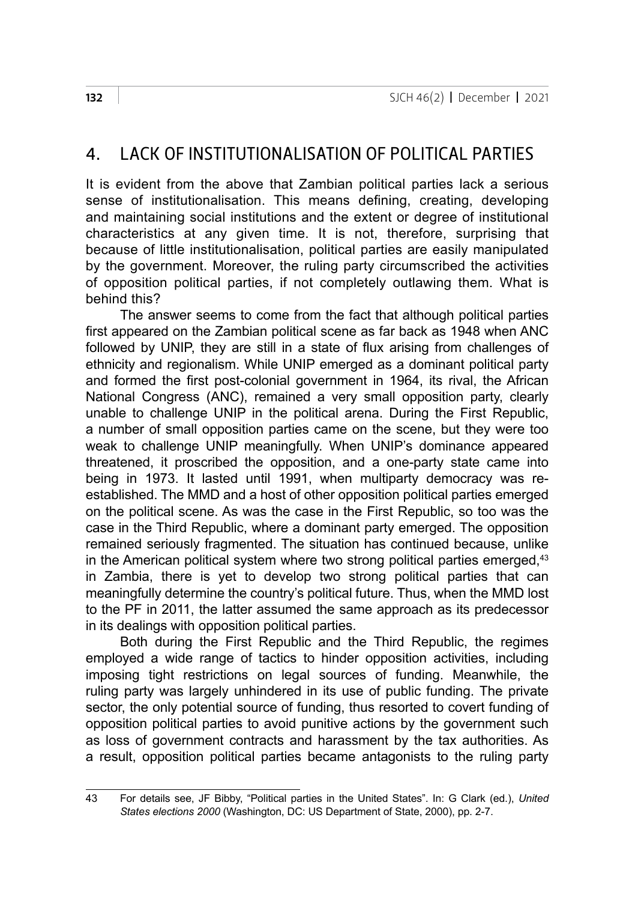## 4. LACK OF INSTITUTIONALISATION OF POLITICAL PARTIES

It is evident from the above that Zambian political parties lack a serious sense of institutionalisation. This means defining, creating, developing and maintaining social institutions and the extent or degree of institutional characteristics at any given time. It is not, therefore, surprising that because of little institutionalisation, political parties are easily manipulated by the government. Moreover, the ruling party circumscribed the activities of opposition political parties, if not completely outlawing them. What is behind this?

The answer seems to come from the fact that although political parties first appeared on the Zambian political scene as far back as 1948 when ANC followed by UNIP, they are still in a state of flux arising from challenges of ethnicity and regionalism. While UNIP emerged as a dominant political party and formed the first post-colonial government in 1964, its rival, the African National Congress (ANC), remained a very small opposition party, clearly unable to challenge UNIP in the political arena. During the First Republic, a number of small opposition parties came on the scene, but they were too weak to challenge UNIP meaningfully. When UNIP's dominance appeared threatened, it proscribed the opposition, and a one-party state came into being in 1973. It lasted until 1991, when multiparty democracy was re-established. The MMD and a host of other opposition political parties emerged on the political scene. As was the case in the First Republic, so too was the case in the Third Republic, where a dominant party emerged. The opposition remained seriously fragmented. The situation has continued because, unlike in the American political system where two strong political parties emerged,[43] in Zambia, there is yet to develop two strong political parties that can meaningfully determine the country's political future. Thus, when the MMD lost to the PF in 2011, the latter assumed the same approach as its predecessor in its dealings with opposition political parties.

Both during the First Republic and the Third Republic, the regimes employed a wide range of tactics to hinder opposition activities, including imposing tight restrictions on legal sources of funding. Meanwhile, the ruling party was largely unhindered in its use of public funding. The private sector, the only potential source of funding, thus resorted to covert funding of opposition political parties to avoid punitive actions by the government such as loss of government contracts and harassment by the tax authorities. As a result, opposition political parties became antagonists to the ruling party

---

43 For details see, JF Bibby, "Political parties in the United States". In: G Clark (ed.), *United States elections 2000* (Washington, DC: US Department of State, 2000), pp. 2-7.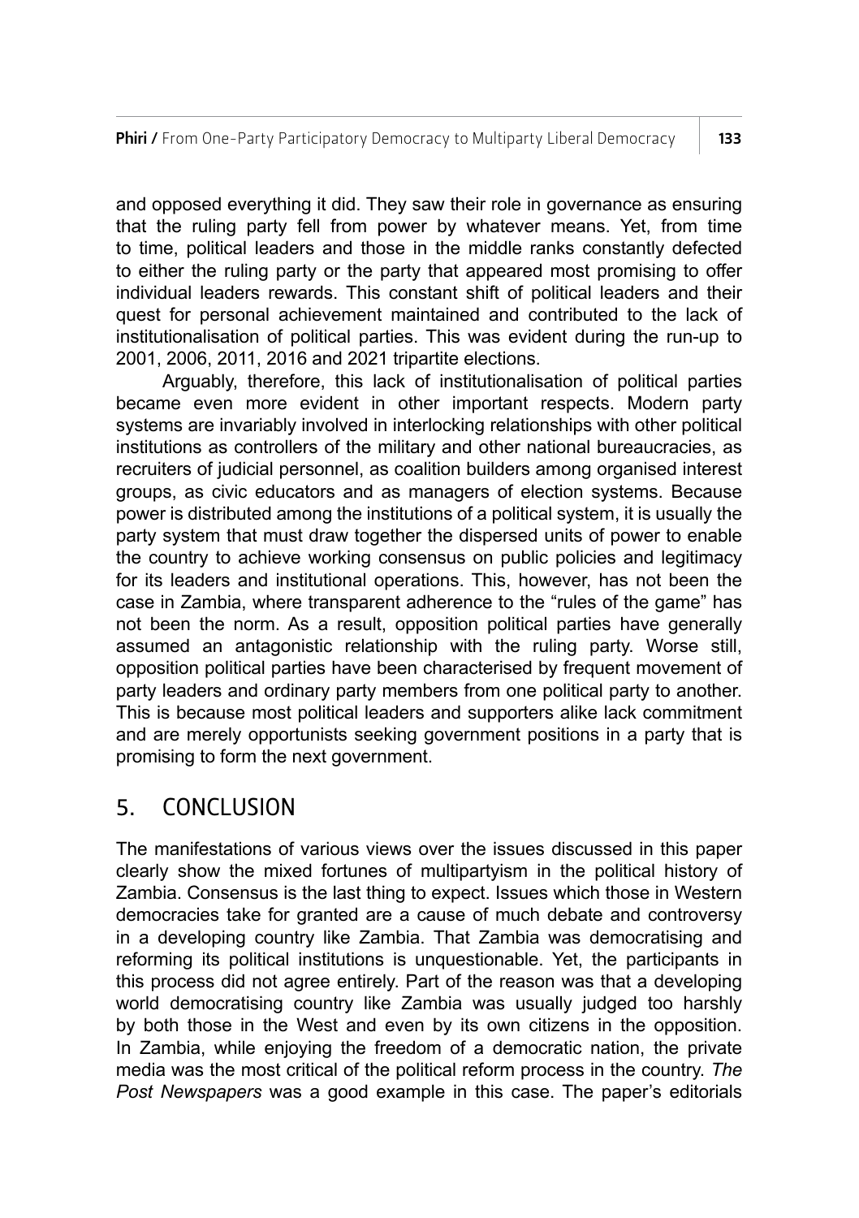and opposed everything it did. They saw their role in governance as ensuring that the ruling party fell from power by whatever means. Yet, from time to time, political leaders and those in the middle ranks constantly defected to either the ruling party or the party that appeared most promising to offer individual leaders rewards. This constant shift of political leaders and their quest for personal achievement maintained and contributed to the lack of institutionalisation of political parties. This was evident during the run-up to 2001, 2006, 2011, 2016 and 2021 tripartite elections.

Arguably, therefore, this lack of institutionalisation of political parties became even more evident in other important respects. Modern party systems are invariably involved in interlocking relationships with other political institutions as controllers of the military and other national bureaucracies, as recruiters of judicial personnel, as coalition builders among organised interest groups, as civic educators and as managers of election systems. Because power is distributed among the institutions of a political system, it is usually the party system that must draw together the dispersed units of power to enable the country to achieve working consensus on public policies and legitimacy for its leaders and institutional operations. This, however, has not been the case in Zambia, where transparent adherence to the "rules of the game" has not been the norm. As a result, opposition political parties have generally assumed an antagonistic relationship with the ruling party. Worse still, opposition political parties have been characterised by frequent movement of party leaders and ordinary party members from one political party to another. This is because most political leaders and supporters alike lack commitment and are merely opportunists seeking government positions in a party that is promising to form the next government.

## 5. CONCLUSION

The manifestations of various views over the issues discussed in this paper clearly show the mixed fortunes of multipartyism in the political history of Zambia. Consensus is the last thing to expect. Issues which those in Western democracies take for granted are a cause of much debate and controversy in a developing country like Zambia. That Zambia was democratising and reforming its political institutions is unquestionable. Yet, the participants in this process did not agree entirely. Part of the reason was that a developing world democratising country like Zambia was usually judged too harshly by both those in the West and even by its own citizens in the opposition. In Zambia, while enjoying the freedom of a democratic nation, the private media was the most critical of the political reform process in the country. *The Post Newspapers* was a good example in this case. The paper's editorials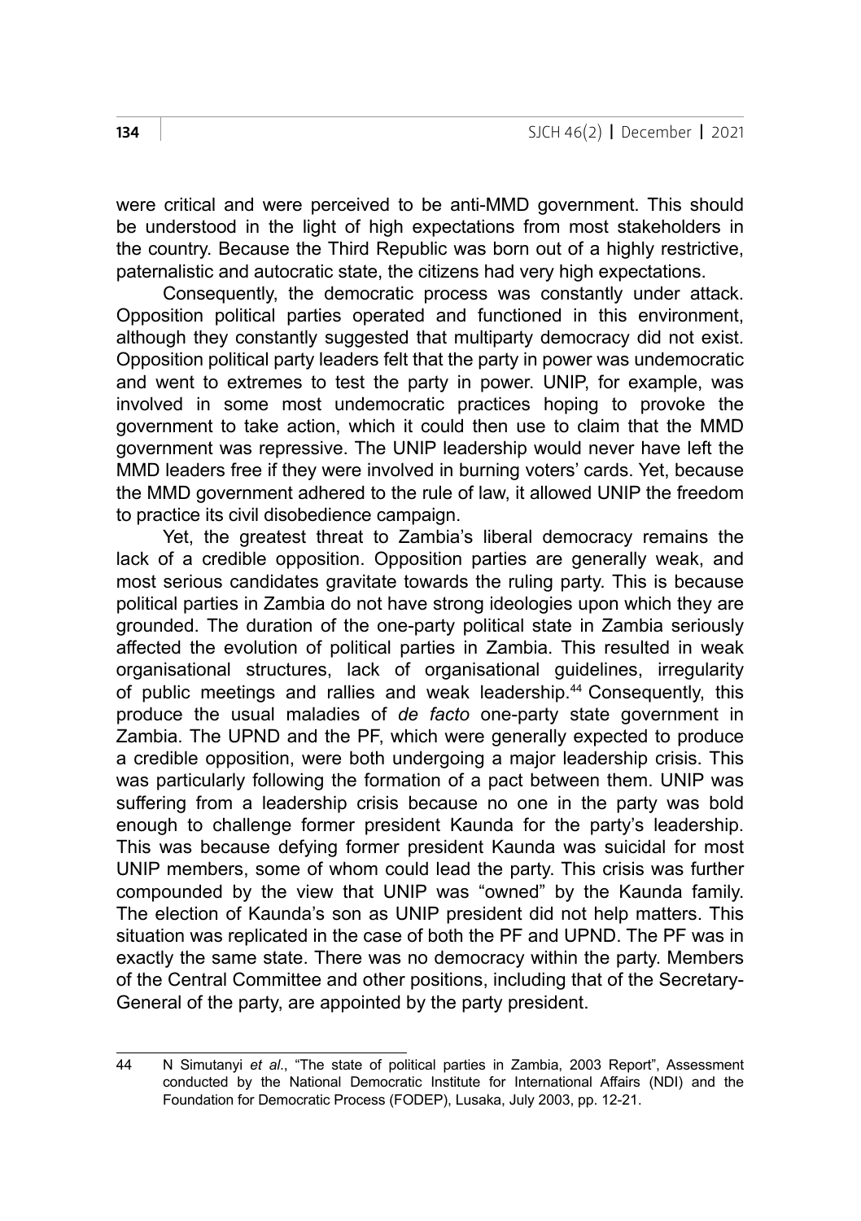were critical and were perceived to be anti-MMD government. This should be understood in the light of high expectations from most stakeholders in the country. Because the Third Republic was born out of a highly restrictive, paternalistic and autocratic state, the citizens had very high expectations.

Consequently, the democratic process was constantly under attack. Opposition political parties operated and functioned in this environment, although they constantly suggested that multiparty democracy did not exist. Opposition political party leaders felt that the party in power was undemocratic and went to extremes to test the party in power. UNIP, for example, was involved in some most undemocratic practices hoping to provoke the government to take action, which it could then use to claim that the MMD government was repressive. The UNIP leadership would never have left the MMD leaders free if they were involved in burning voters' cards. Yet, because the MMD government adhered to the rule of law, it allowed UNIP the freedom to practice its civil disobedience campaign.

Yet, the greatest threat to Zambia's liberal democracy remains the lack of a credible opposition. Opposition parties are generally weak, and most serious candidates gravitate towards the ruling party. This is because political parties in Zambia do not have strong ideologies upon which they are grounded. The duration of the one-party political state in Zambia seriously affected the evolution of political parties in Zambia. This resulted in weak organisational structures, lack of organisational guidelines, irregularity of public meetings and rallies and weak leadership.[44] Consequently, this produce the usual maladies of *de facto* one-party state government in Zambia. The UPND and the PF, which were generally expected to produce a credible opposition, were both undergoing a major leadership crisis. This was particularly following the formation of a pact between them. UNIP was suffering from a leadership crisis because no one in the party was bold enough to challenge former president Kaunda for the party's leadership. This was because defying former president Kaunda was suicidal for most UNIP members, some of whom could lead the party. This crisis was further compounded by the view that UNIP was "owned" by the Kaunda family. The election of Kaunda's son as UNIP president did not help matters. This situation was replicated in the case of both the PF and UPND. The PF was in exactly the same state. There was no democracy within the party. Members of the Central Committee and other positions, including that of the Secretary-General of the party, are appointed by the party president.

---

44 N Simutanyi *et al*., "The state of political parties in Zambia, 2003 Report", Assessment conducted by the National Democratic Institute for International Affairs (NDI) and the Foundation for Democratic Process (FODEP), Lusaka, July 2003, pp. 12-21.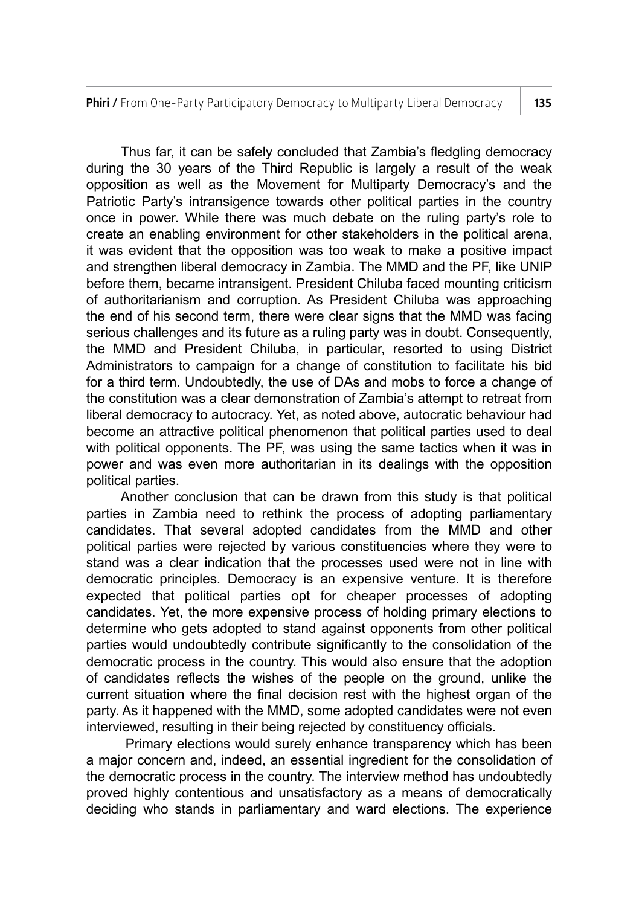Thus far, it can be safely concluded that Zambia's fledgling democracy during the 30 years of the Third Republic is largely a result of the weak opposition as well as the Movement for Multiparty Democracy's and the Patriotic Party's intransigence towards other political parties in the country once in power. While there was much debate on the ruling party's role to create an enabling environment for other stakeholders in the political arena, it was evident that the opposition was too weak to make a positive impact and strengthen liberal democracy in Zambia. The MMD and the PF, like UNIP before them, became intransigent. President Chiluba faced mounting criticism of authoritarianism and corruption. As President Chiluba was approaching the end of his second term, there were clear signs that the MMD was facing serious challenges and its future as a ruling party was in doubt. Consequently, the MMD and President Chiluba, in particular, resorted to using District Administrators to campaign for a change of constitution to facilitate his bid for a third term. Undoubtedly, the use of DAs and mobs to force a change of the constitution was a clear demonstration of Zambia's attempt to retreat from liberal democracy to autocracy. Yet, as noted above, autocratic behaviour had become an attractive political phenomenon that political parties used to deal with political opponents. The PF, was using the same tactics when it was in power and was even more authoritarian in its dealings with the opposition political parties.

Another conclusion that can be drawn from this study is that political parties in Zambia need to rethink the process of adopting parliamentary candidates. That several adopted candidates from the MMD and other political parties were rejected by various constituencies where they were to stand was a clear indication that the processes used were not in line with democratic principles. Democracy is an expensive venture. It is therefore expected that political parties opt for cheaper processes of adopting candidates. Yet, the more expensive process of holding primary elections to determine who gets adopted to stand against opponents from other political parties would undoubtedly contribute significantly to the consolidation of the democratic process in the country. This would also ensure that the adoption of candidates reflects the wishes of the people on the ground, unlike the current situation where the final decision rest with the highest organ of the party. As it happened with the MMD, some adopted candidates were not even interviewed, resulting in their being rejected by constituency officials.

Primary elections would surely enhance transparency which has been a major concern and, indeed, an essential ingredient for the consolidation of the democratic process in the country. The interview method has undoubtedly proved highly contentious and unsatisfactory as a means of democratically deciding who stands in parliamentary and ward elections. The experience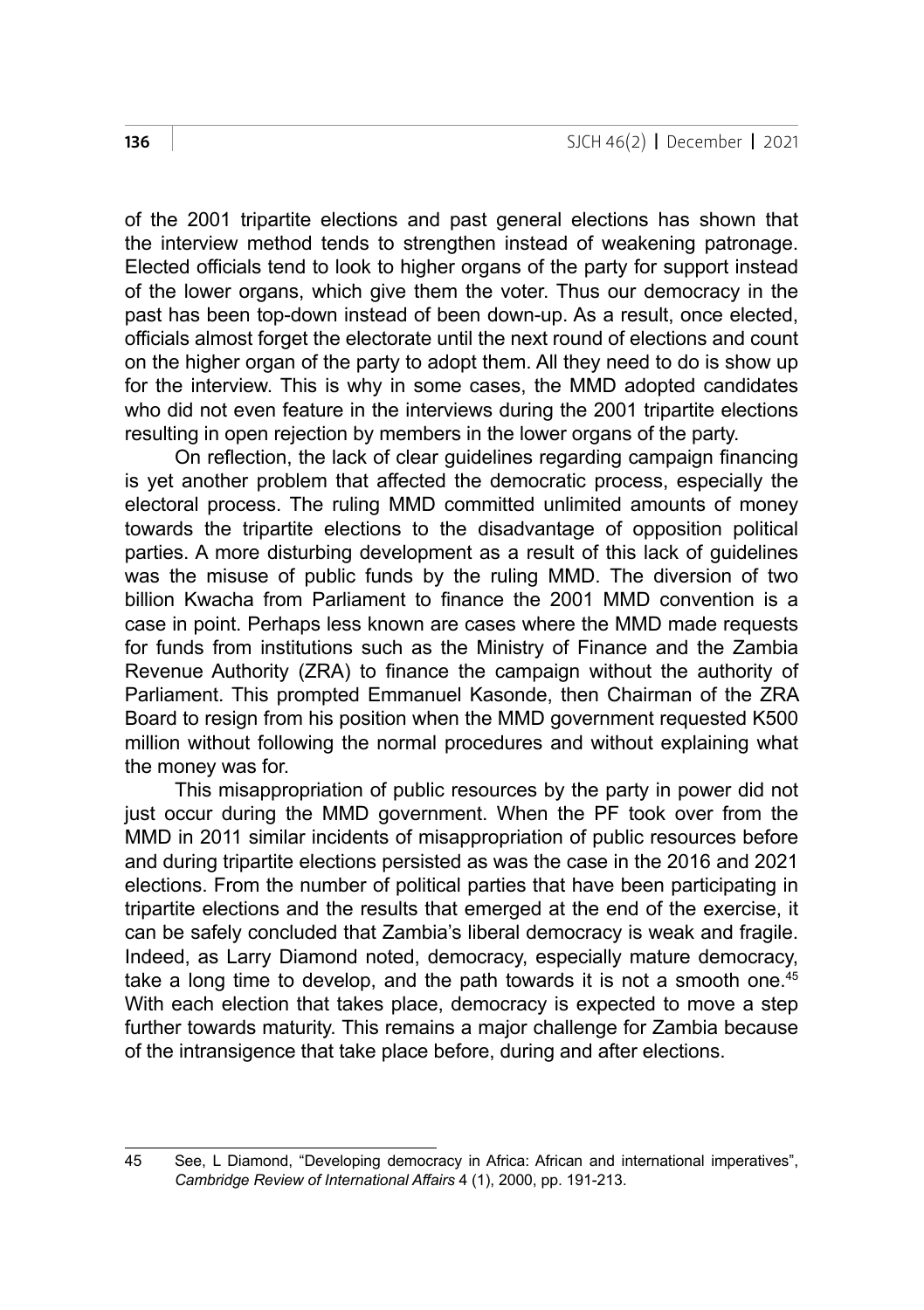of the 2001 tripartite elections and past general elections has shown that the interview method tends to strengthen instead of weakening patronage. Elected officials tend to look to higher organs of the party for support instead of the lower organs, which give them the voter. Thus our democracy in the past has been top-down instead of been down-up. As a result, once elected, officials almost forget the electorate until the next round of elections and count on the higher organ of the party to adopt them. All they need to do is show up for the interview. This is why in some cases, the MMD adopted candidates who did not even feature in the interviews during the 2001 tripartite elections resulting in open rejection by members in the lower organs of the party.

On reflection, the lack of clear guidelines regarding campaign financing is yet another problem that affected the democratic process, especially the electoral process. The ruling MMD committed unlimited amounts of money towards the tripartite elections to the disadvantage of opposition political parties. A more disturbing development as a result of this lack of guidelines was the misuse of public funds by the ruling MMD. The diversion of two billion Kwacha from Parliament to finance the 2001 MMD convention is a case in point. Perhaps less known are cases where the MMD made requests for funds from institutions such as the Ministry of Finance and the Zambia Revenue Authority (ZRA) to finance the campaign without the authority of Parliament. This prompted Emmanuel Kasonde, then Chairman of the ZRA Board to resign from his position when the MMD government requested K500 million without following the normal procedures and without explaining what the money was for.

This misappropriation of public resources by the party in power did not just occur during the MMD government. When the PF took over from the MMD in 2011 similar incidents of misappropriation of public resources before and during tripartite elections persisted as was the case in the 2016 and 2021 elections. From the number of political parties that have been participating in tripartite elections and the results that emerged at the end of the exercise, it can be safely concluded that Zambia's liberal democracy is weak and fragile. Indeed, as Larry Diamond noted, democracy, especially mature democracy, take a long time to develop, and the path towards it is not a smooth one.[45] With each election that takes place, democracy is expected to move a step further towards maturity. This remains a major challenge for Zambia because of the intransigence that take place before, during and after elections.

---

45 See, L Diamond, "Developing democracy in Africa: African and international imperatives", *Cambridge Review of International Affairs* 4 (1), 2000, pp. 191-213.